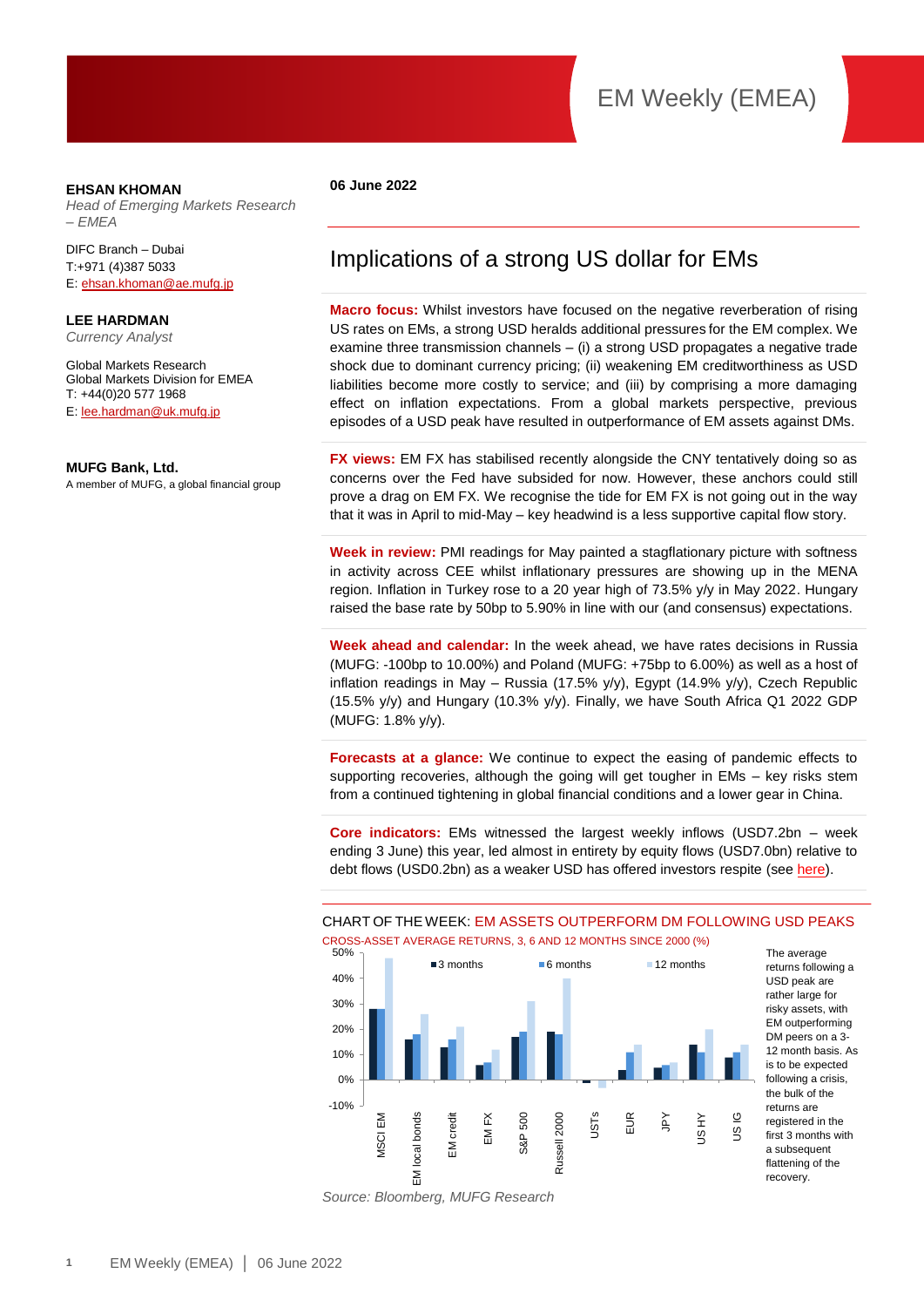# EM Weekly (EMEA)

**EHSAN KHOMAN**
*Head of Emerging Markets Research – EMEA*

DIFC Branch – Dubai
T:+971 (4)387 5033
E: ehsan.khoman@ae.mufg.jp

**LEE HARDMAN**
*Currency Analyst*

Global Markets Research
Global Markets Division for EMEA
T: +44(0)20 577 1968
E: lee.hardman@uk.mufg.jp

**MUFG Bank, Ltd.**
A member of MUFG, a global financial group

**06 June 2022**

## Implications of a strong US dollar for EMs

**Macro focus:** Whilst investors have focused on the negative reverberation of rising US rates on EMs, a strong USD heralds additional pressures for the EM complex. We examine three transmission channels – (i) a strong USD propagates a negative trade shock due to dominant currency pricing; (ii) weakening EM creditworthiness as USD liabilities become more costly to service; and (iii) by comprising a more damaging effect on inflation expectations. From a global markets perspective, previous episodes of a USD peak have resulted in outperformance of EM assets against DMs.

**FX views:** EM FX has stabilised recently alongside the CNY tentatively doing so as concerns over the Fed have subsided for now. However, these anchors could still prove a drag on EM FX. We recognise the tide for EM FX is not going out in the way that it was in April to mid-May – key headwind is a less supportive capital flow story.

**Week in review:** PMI readings for May painted a stagflationary picture with softness in activity across CEE whilst inflationary pressures are showing up in the MENA region. Inflation in Turkey rose to a 20 year high of 73.5% y/y in May 2022. Hungary raised the base rate by 50bp to 5.90% in line with our (and consensus) expectations.

**Week ahead and calendar:** In the week ahead, we have rates decisions in Russia (MUFG: -100bp to 10.00%) and Poland (MUFG: +75bp to 6.00%) as well as a host of inflation readings in May – Russia (17.5% y/y), Egypt (14.9% y/y), Czech Republic (15.5% y/y) and Hungary (10.3% y/y). Finally, we have South Africa Q1 2022 GDP (MUFG: 1.8% y/y).

**Forecasts at a glance:** We continue to expect the easing of pandemic effects to supporting recoveries, although the going will get tougher in EMs – key risks stem from a continued tightening in global financial conditions and a lower gear in China.

**Core indicators:** EMs witnessed the largest weekly inflows (USD7.2bn – week ending 3 June) this year, led almost in entirety by equity flows (USD7.0bn) relative to debt flows (USD0.2bn) as a weaker USD has offered investors respite (see here).

CHART OF THE WEEK: EM ASSETS OUTPERFORM DM FOLLOWING USD PEAKS

CROSS-ASSET AVERAGE RETURNS, 3, 6 AND 12 MONTHS SINCE 2000 (%)

| Asset | 3 months | 6 months | 12 months |
|---|---|---|---|
| MSCI EM | 28 | 28 | 48 |
| EM local bonds | 16 | 18 | 26 |
| EM credit | 13 | 16 | 21 |
| EM FX | 6 | 7 | 12 |
| S&P 500 | 17 | 19 | 31 |
| Russell 2000 | 19 | 18 | 40 |
| USTs | -1 | 0 | -3 |
| EUR | 4 | 11 | 14 |
| JPY | 5 | 6 | 7 |
| US HY | 14 | 11 | 20 |
| US IG | 9 | 11 | 14 |

Source: Bloomberg, MUFG Research

The average returns following a USD peak are rather large for risky assets, with EM outperforming DM peers on a 3-12 month basis. As is to be expected following a crisis, the bulk of the returns are registered in the first 3 months with a subsequent flattening of the recovery.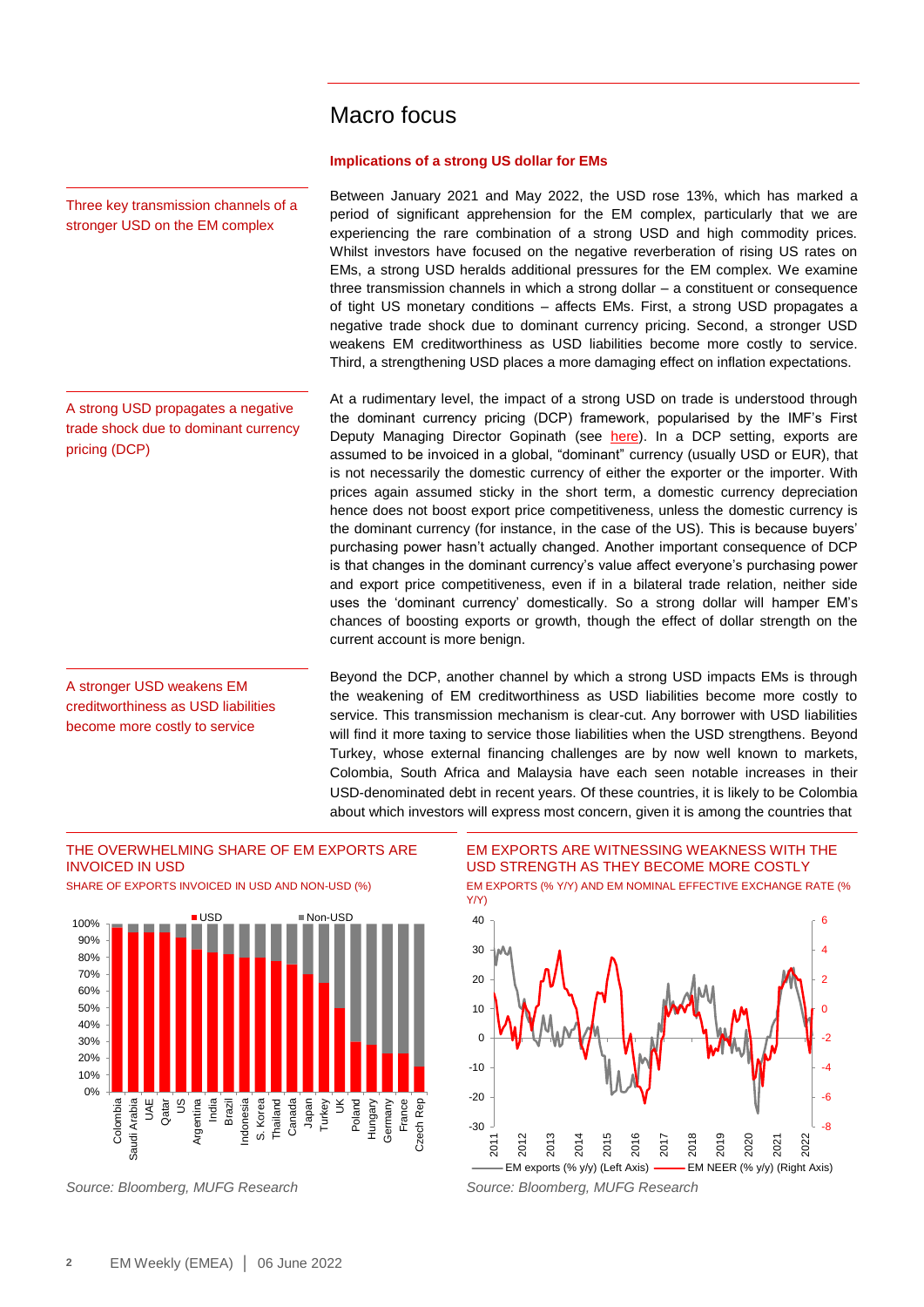# Macro focus

## Implications of a strong US dollar for EMs

*Three key transmission channels of a stronger USD on the EM complex*

Between January 2021 and May 2022, the USD rose 13%, which has marked a period of significant apprehension for the EM complex, particularly that we are experiencing the rare combination of a strong USD and high commodity prices. Whilst investors have focused on the negative reverberation of rising US rates on EMs, a strong USD heralds additional pressures for the EM complex. We examine three transmission channels in which a strong dollar – a constituent or consequence of tight US monetary conditions – affects EMs. First, a strong USD propagates a negative trade shock due to dominant currency pricing. Second, a stronger USD weakens EM creditworthiness as USD liabilities become more costly to service. Third, a strengthening USD places a more damaging effect on inflation expectations.

*A strong USD propagates a negative trade shock due to dominant currency pricing (DCP)*

At a rudimentary level, the impact of a strong USD on trade is understood through the dominant currency pricing (DCP) framework, popularised by the IMF's First Deputy Managing Director Gopinath (see here). In a DCP setting, exports are assumed to be invoiced in a global, "dominant" currency (usually USD or EUR), that is not necessarily the domestic currency of either the exporter or the importer. With prices again assumed sticky in the short term, a domestic currency depreciation hence does not boost export price competitiveness, unless the domestic currency is the dominant currency (for instance, in the case of the US). This is because buyers' purchasing power hasn't actually changed. Another important consequence of DCP is that changes in the dominant currency's value affect everyone's purchasing power and export price competitiveness, even if in a bilateral trade relation, neither side uses the 'dominant currency' domestically. So a strong dollar will hamper EM's chances of boosting exports or growth, though the effect of dollar strength on the current account is more benign.

*A stronger USD weakens EM creditworthiness as USD liabilities become more costly to service*

Beyond the DCP, another channel by which a strong USD impacts EMs is through the weakening of EM creditworthiness as USD liabilities become more costly to service. This transmission mechanism is clear-cut. Any borrower with USD liabilities will find it more taxing to service those liabilities when the USD strengthens. Beyond Turkey, whose external financing challenges are by now well known to markets, Colombia, South Africa and Malaysia have each seen notable increases in their USD-denominated debt in recent years. Of these countries, it is likely to be Colombia about which investors will express most concern, given it is among the countries that

**THE OVERWHELMING SHARE OF EM EXPORTS ARE INVOICED IN USD**

SHARE OF EXPORTS INVOICED IN USD AND NON-USD (%)

*Source: Bloomberg, MUFG Research*

**EM EXPORTS ARE WITNESSING WEAKNESS WITH THE USD STRENGTH AS THEY BECOME MORE COSTLY**

EM EXPORTS (% Y/Y) AND EM NOMINAL EFFECTIVE EXCHANGE RATE (% Y/Y)

*Source: Bloomberg, MUFG Research*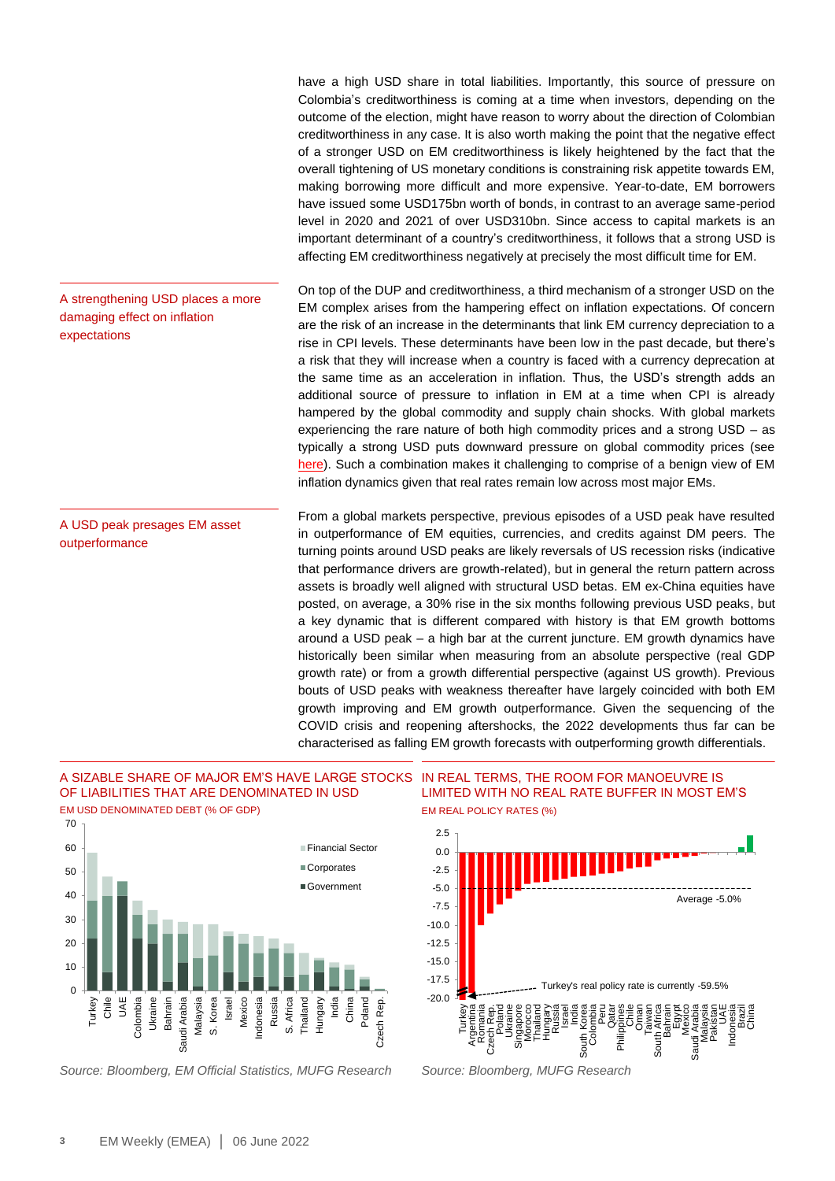have a high USD share in total liabilities. Importantly, this source of pressure on Colombia's creditworthiness is coming at a time when investors, depending on the outcome of the election, might have reason to worry about the direction of Colombian creditworthiness in any case. It is also worth making the point that the negative effect of a stronger USD on EM creditworthiness is likely heightened by the fact that the overall tightening of US monetary conditions is constraining risk appetite towards EM, making borrowing more difficult and more expensive. Year-to-date, EM borrowers have issued some USD175bn worth of bonds, in contrast to an average same-period level in 2020 and 2021 of over USD310bn. Since access to capital markets is an important determinant of a country's creditworthiness, it follows that a strong USD is affecting EM creditworthiness negatively at precisely the most difficult time for EM.

A strengthening USD places a more damaging effect on inflation expectations

On top of the DUP and creditworthiness, a third mechanism of a stronger USD on the EM complex arises from the hampering effect on inflation expectations. Of concern are the risk of an increase in the determinants that link EM currency depreciation to a rise in CPI levels. These determinants have been low in the past decade, but there's a risk that they will increase when a country is faced with a currency deprecation at the same time as an acceleration in inflation. Thus, the USD's strength adds an additional source of pressure to inflation in EM at a time when CPI is already hampered by the global commodity and supply chain shocks. With global markets experiencing the rare nature of both high commodity prices and a strong USD – as typically a strong USD puts downward pressure on global commodity prices (see here). Such a combination makes it challenging to comprise of a benign view of EM inflation dynamics given that real rates remain low across most major EMs.

A USD peak presages EM asset outperformance

From a global markets perspective, previous episodes of a USD peak have resulted in outperformance of EM equities, currencies, and credits against DM peers. The turning points around USD peaks are likely reversals of US recession risks (indicative that performance drivers are growth-related), but in general the return pattern across assets is broadly well aligned with structural USD betas. EM ex-China equities have posted, on average, a 30% rise in the six months following previous USD peaks, but a key dynamic that is different compared with history is that EM growth bottoms around a USD peak – a high bar at the current juncture. EM growth dynamics have historically been similar when measuring from an absolute perspective (real GDP growth rate) or from a growth differential perspective (against US growth). Previous bouts of USD peaks with weakness thereafter have largely coincided with both EM growth improving and EM growth outperformance. Given the sequencing of the COVID crisis and reopening aftershocks, the 2022 developments thus far can be characterised as falling EM growth forecasts with outperforming growth differentials.

A SIZABLE SHARE OF MAJOR EM'S HAVE LARGE STOCKS OF LIABILITIES THAT ARE DENOMINATED IN USD

EM USD DENOMINATED DEBT (% OF GDP)

Source: Bloomberg, EM Official Statistics, MUFG Research

IN REAL TERMS, THE ROOM FOR MANOEUVRE IS LIMITED WITH NO REAL RATE BUFFER IN MOST EM'S

EM REAL POLICY RATES (%)

Source: Bloomberg, MUFG Research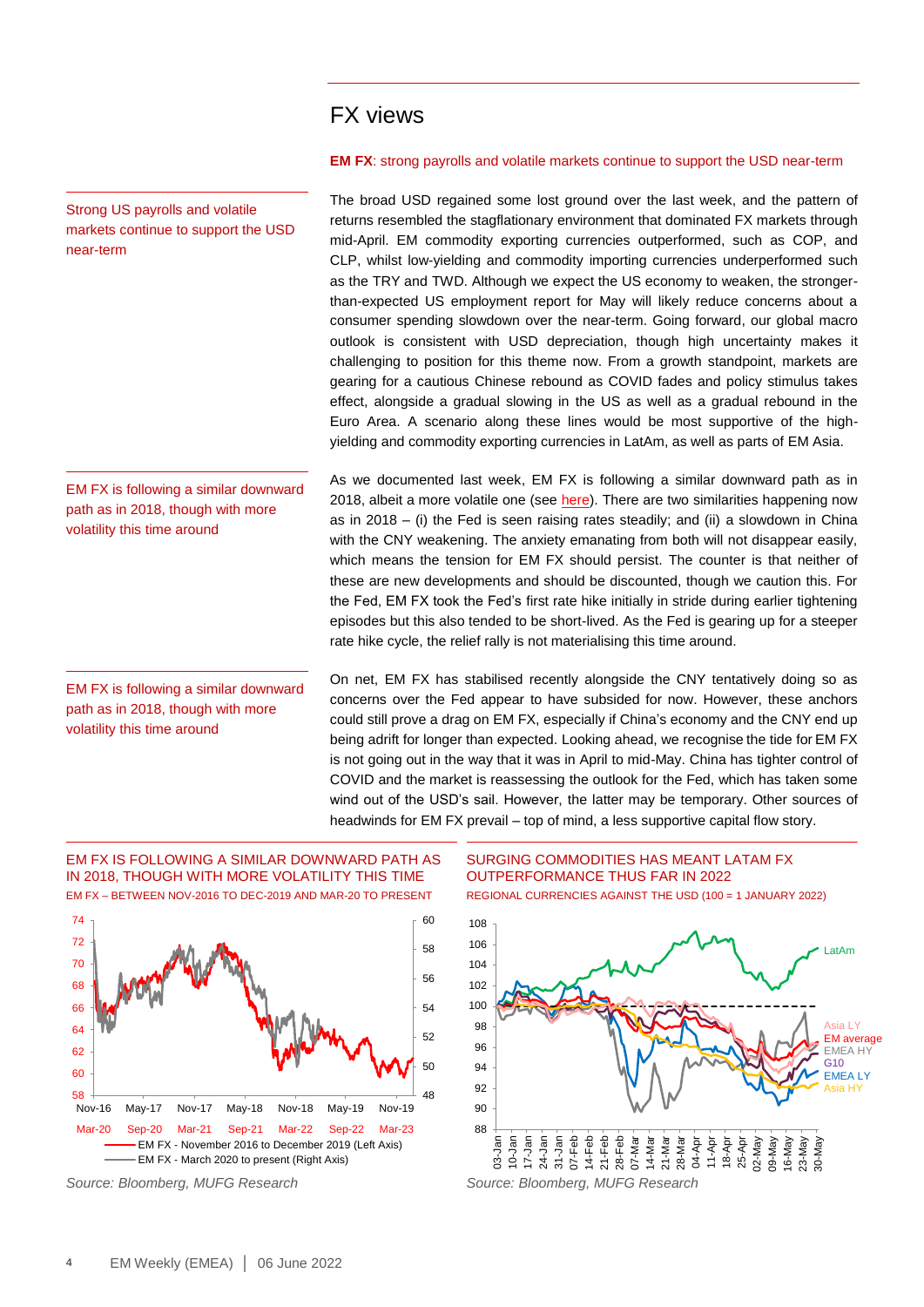# FX views

**EM FX**: strong payrolls and volatile markets continue to support the USD near-term

Strong US payrolls and volatile markets continue to support the USD near-term

The broad USD regained some lost ground over the last week, and the pattern of returns resembled the stagflationary environment that dominated FX markets through mid-April. EM commodity exporting currencies outperformed, such as COP, and CLP, whilst low-yielding and commodity importing currencies underperformed such as the TRY and TWD. Although we expect the US economy to weaken, the stronger-than-expected US employment report for May will likely reduce concerns about a consumer spending slowdown over the near-term. Going forward, our global macro outlook is consistent with USD depreciation, though high uncertainty makes it challenging to position for this theme now. From a growth standpoint, markets are gearing for a cautious Chinese rebound as COVID fades and policy stimulus takes effect, alongside a gradual slowing in the US as well as a gradual rebound in the Euro Area. A scenario along these lines would be most supportive of the high-yielding and commodity exporting currencies in LatAm, as well as parts of EM Asia.

EM FX is following a similar downward path as in 2018, though with more volatility this time around

As we documented last week, EM FX is following a similar downward path as in 2018, albeit a more volatile one (see here). There are two similarities happening now as in 2018 – (i) the Fed is seen raising rates steadily; and (ii) a slowdown in China with the CNY weakening. The anxiety emanating from both will not disappear easily, which means the tension for EM FX should persist. The counter is that neither of these are new developments and should be discounted, though we caution this. For the Fed, EM FX took the Fed's first rate hike initially in stride during earlier tightening episodes but this also tended to be short-lived. As the Fed is gearing up for a steeper rate hike cycle, the relief rally is not materialising this time around.

EM FX is following a similar downward path as in 2018, though with more volatility this time around

On net, EM FX has stabilised recently alongside the CNY tentatively doing so as concerns over the Fed appear to have subsided for now. However, these anchors could still prove a drag on EM FX, especially if China's economy and the CNY end up being adrift for longer than expected. Looking ahead, we recognise the tide for EM FX is not going out in the way that it was in April to mid-May. China has tighter control of COVID and the market is reassessing the outlook for the Fed, which has taken some wind out of the USD's sail. However, the latter may be temporary. Other sources of headwinds for EM FX prevail – top of mind, a less supportive capital flow story.

EM FX IS FOLLOWING A SIMILAR DOWNWARD PATH AS IN 2018, THOUGH WITH MORE VOLATILITY THIS TIME

EM FX – BETWEEN NOV-2016 TO DEC-2019 AND MAR-20 TO PRESENT

*Source: Bloomberg, MUFG Research*

SURGING COMMODITIES HAS MEANT LATAM FX OUTPERFORMANCE THUS FAR IN 2022

REGIONAL CURRENCIES AGAINST THE USD (100 = 1 JANUARY 2022)

*Source: Bloomberg, MUFG Research*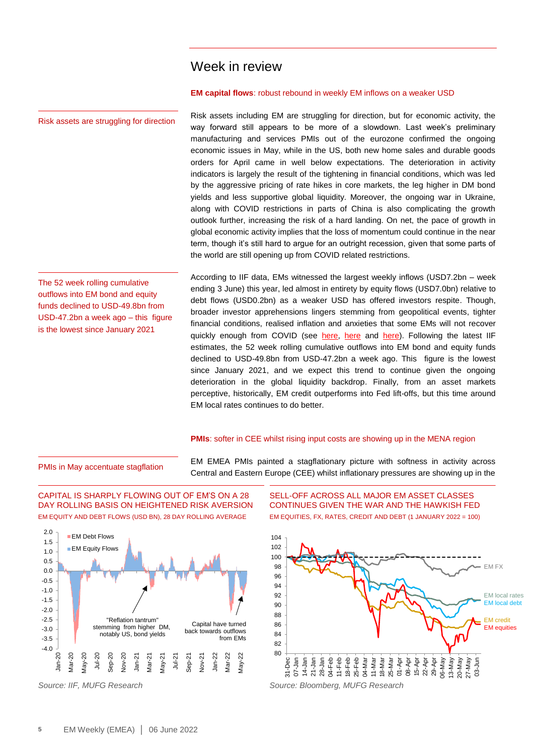# Week in review

**EM capital flows**: robust rebound in weekly EM inflows on a weaker USD

Risk assets are struggling for direction

Risk assets including EM are struggling for direction, but for economic activity, the way forward still appears to be more of a slowdown. Last week's preliminary manufacturing and services PMIs out of the eurozone confirmed the ongoing economic issues in May, while in the US, both new home sales and durable goods orders for April came in well below expectations. The deterioration in activity indicators is largely the result of the tightening in financial conditions, which was led by the aggressive pricing of rate hikes in core markets, the leg higher in DM bond yields and less supportive global liquidity. Moreover, the ongoing war in Ukraine, along with COVID restrictions in parts of China is also complicating the growth outlook further, increasing the risk of a hard landing. On net, the pace of growth in global economic activity implies that the loss of momentum could continue in the near term, though it's still hard to argue for an outright recession, given that some parts of the world are still opening up from COVID related restrictions.

The 52 week rolling cumulative outflows into EM bond and equity funds declined to USD-49.8bn from USD-47.2bn a week ago – this figure is the lowest since January 2021

According to IIF data, EMs witnessed the largest weekly inflows (USD7.2bn – week ending 3 June) this year, led almost in entirety by equity flows (USD7.0bn) relative to debt flows (USD0.2bn) as a weaker USD has offered investors respite. Though, broader investor apprehensions lingers stemming from geopolitical events, tighter financial conditions, realised inflation and anxieties that some EMs will not recover quickly enough from COVID (see here, here and here). Following the latest IIF estimates, the 52 week rolling cumulative outflows into EM bond and equity funds declined to USD-49.8bn from USD-47.2bn a week ago. This figure is the lowest since January 2021, and we expect this trend to continue given the ongoing deterioration in the global liquidity backdrop. Finally, from an asset markets perceptive, historically, EM credit outperforms into Fed lift-offs, but this time around EM local rates continues to do better.

**PMIs**: softer in CEE whilst rising input costs are showing up in the MENA region

PMIs in May accentuate stagflation

EM EMEA PMIs painted a stagflationary picture with softness in activity across Central and Eastern Europe (CEE) whilst inflationary pressures are showing up in the

CAPITAL IS SHARPLY FLOWING OUT OF EM'S ON A 28 DAY ROLLING BASIS ON HEIGHTENED RISK AVERSION

EM EQUITY AND DEBT FLOWS (USD BN), 28 DAY ROLLING AVERAGE

*Source: IIF, MUFG Research*

SELL-OFF ACROSS ALL MAJOR EM ASSET CLASSES CONTINUES GIVEN THE WAR AND THE HAWKISH FED

EM EQUITIES, FX, RATES, CREDIT AND DEBT (1 JANUARY 2022 = 100)

*Source: Bloomberg, MUFG Research*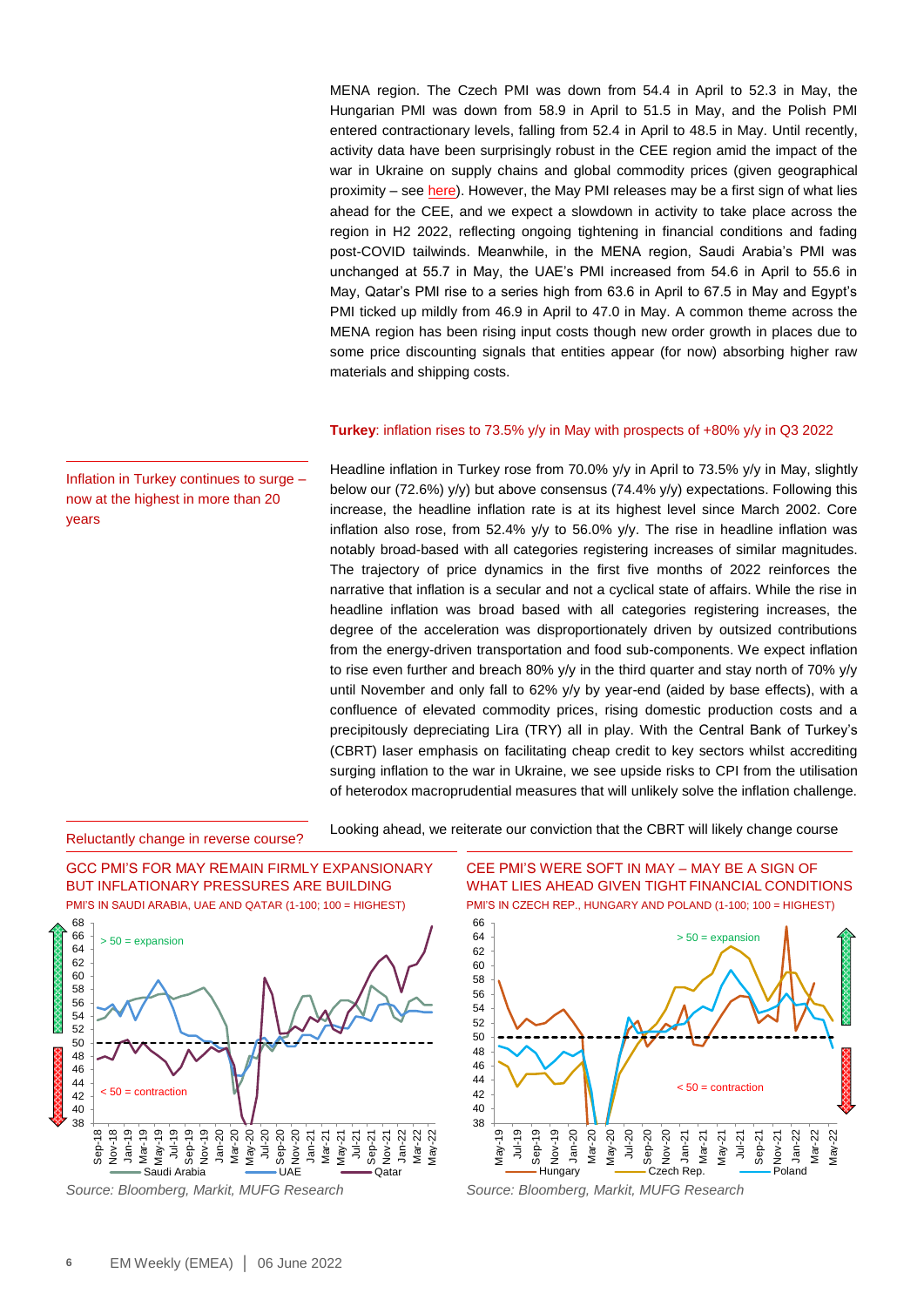MENA region. The Czech PMI was down from 54.4 in April to 52.3 in May, the Hungarian PMI was down from 58.9 in April to 51.5 in May, and the Polish PMI entered contractionary levels, falling from 52.4 in April to 48.5 in May. Until recently, activity data have been surprisingly robust in the CEE region amid the impact of the war in Ukraine on supply chains and global commodity prices (given geographical proximity – see here). However, the May PMI releases may be a first sign of what lies ahead for the CEE, and we expect a slowdown in activity to take place across the region in H2 2022, reflecting ongoing tightening in financial conditions and fading post-COVID tailwinds. Meanwhile, in the MENA region, Saudi Arabia's PMI was unchanged at 55.7 in May, the UAE's PMI increased from 54.6 in April to 55.6 in May, Qatar's PMI rise to a series high from 63.6 in April to 67.5 in May and Egypt's PMI ticked up mildly from 46.9 in April to 47.0 in May. A common theme across the MENA region has been rising input costs though new order growth in places due to some price discounting signals that entities appear (for now) absorbing higher raw materials and shipping costs.

**Turkey**: inflation rises to 73.5% y/y in May with prospects of +80% y/y in Q3 2022

*Inflation in Turkey continues to surge – now at the highest in more than 20 years*

Headline inflation in Turkey rose from 70.0% y/y in April to 73.5% y/y in May, slightly below our (72.6%) y/y) but above consensus (74.4% y/y) expectations. Following this increase, the headline inflation rate is at its highest level since March 2002. Core inflation also rose, from 52.4% y/y to 56.0% y/y. The rise in headline inflation was notably broad-based with all categories registering increases of similar magnitudes. The trajectory of price dynamics in the first five months of 2022 reinforces the narrative that inflation is a secular and not a cyclical state of affairs. While the rise in headline inflation was broad based with all categories registering increases, the degree of the acceleration was disproportionately driven by outsized contributions from the energy-driven transportation and food sub-components. We expect inflation to rise even further and breach 80% y/y in the third quarter and stay north of 70% y/y until November and only fall to 62% y/y by year-end (aided by base effects), with a confluence of elevated commodity prices, rising domestic production costs and a precipitously depreciating Lira (TRY) all in play. With the Central Bank of Turkey's (CBRT) laser emphasis on facilitating cheap credit to key sectors whilst accrediting surging inflation to the war in Ukraine, we see upside risks to CPI from the utilisation of heterodox macroprudential measures that will unlikely solve the inflation challenge.

*Reluctantly change in reverse course?*

Looking ahead, we reiterate our conviction that the CBRT will likely change course

**GCC PMI'S FOR MAY REMAIN FIRMLY EXPANSIONARY BUT INFLATIONARY PRESSURES ARE BUILDING**

PMI'S IN SAUDI ARABIA, UAE AND QATAR (1-100; 100 = HIGHEST)

*Source: Bloomberg, Markit, MUFG Research*

**CEE PMI'S WERE SOFT IN MAY – MAY BE A SIGN OF WHAT LIES AHEAD GIVEN TIGHT FINANCIAL CONDITIONS**

PMI'S IN CZECH REP., HUNGARY AND POLAND (1-100; 100 = HIGHEST)

*Source: Bloomberg, Markit, MUFG Research*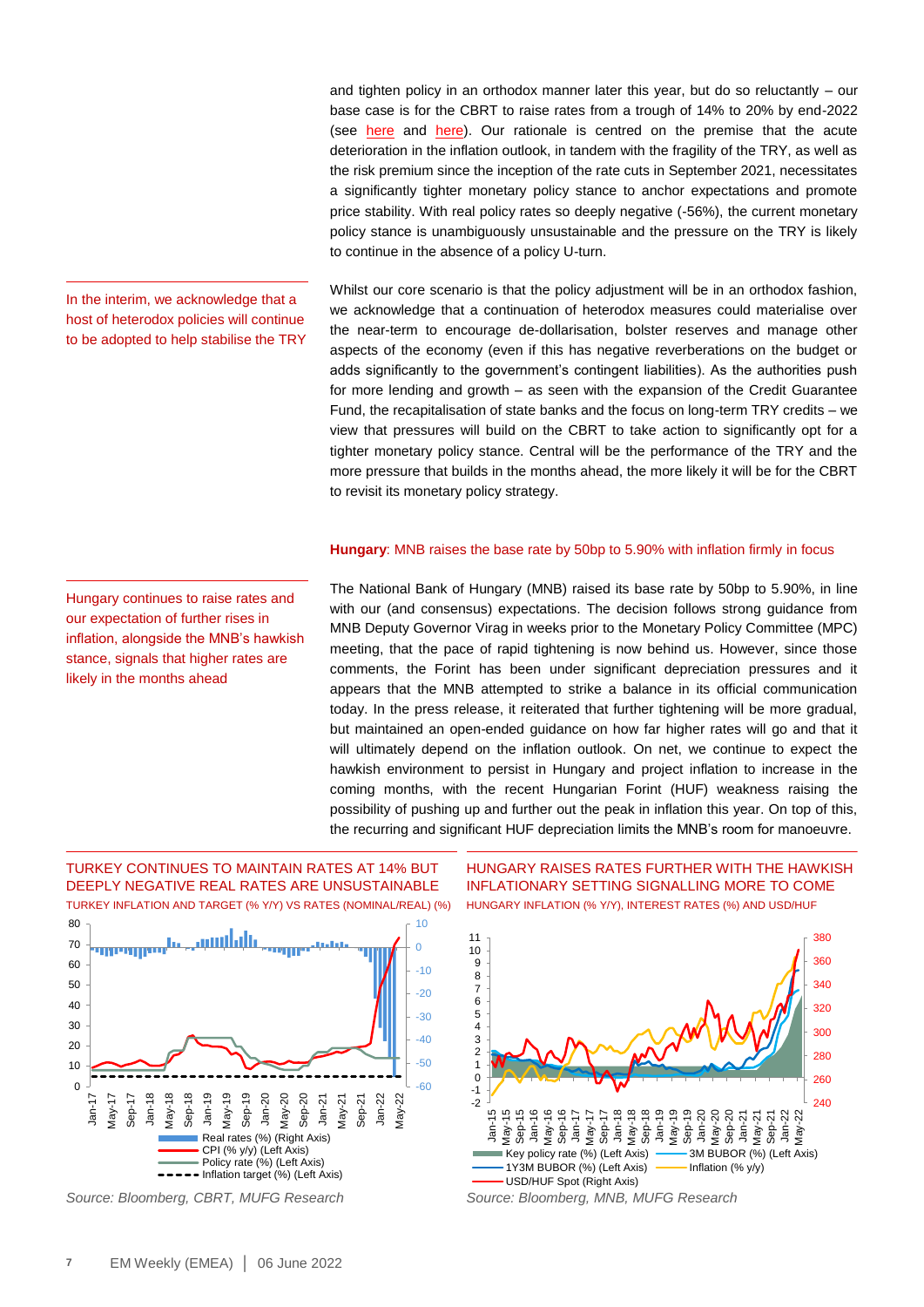and tighten policy in an orthodox manner later this year, but do so reluctantly – our base case is for the CBRT to raise rates from a trough of 14% to 20% by end-2022 (see here and here). Our rationale is centred on the premise that the acute deterioration in the inflation outlook, in tandem with the fragility of the TRY, as well as the risk premium since the inception of the rate cuts in September 2021, necessitates a significantly tighter monetary policy stance to anchor expectations and promote price stability. With real policy rates so deeply negative (-56%), the current monetary policy stance is unambiguously unsustainable and the pressure on the TRY is likely to continue in the absence of a policy U-turn.

In the interim, we acknowledge that a host of heterodox policies will continue to be adopted to help stabilise the TRY

Whilst our core scenario is that the policy adjustment will be in an orthodox fashion, we acknowledge that a continuation of heterodox measures could materialise over the near-term to encourage de-dollarisation, bolster reserves and manage other aspects of the economy (even if this has negative reverberations on the budget or adds significantly to the government's contingent liabilities). As the authorities push for more lending and growth – as seen with the expansion of the Credit Guarantee Fund, the recapitalisation of state banks and the focus on long-term TRY credits – we view that pressures will build on the CBRT to take action to significantly opt for a tighter monetary policy stance. Central will be the performance of the TRY and the more pressure that builds in the months ahead, the more likely it will be for the CBRT to revisit its monetary policy strategy.

**Hungary**: MNB raises the base rate by 50bp to 5.90% with inflation firmly in focus

Hungary continues to raise rates and our expectation of further rises in inflation, alongside the MNB's hawkish stance, signals that higher rates are likely in the months ahead

The National Bank of Hungary (MNB) raised its base rate by 50bp to 5.90%, in line with our (and consensus) expectations. The decision follows strong guidance from MNB Deputy Governor Virag in weeks prior to the Monetary Policy Committee (MPC) meeting, that the pace of rapid tightening is now behind us. However, since those comments, the Forint has been under significant depreciation pressures and it appears that the MNB attempted to strike a balance in its official communication today. In the press release, it reiterated that further tightening will be more gradual, but maintained an open-ended guidance on how far higher rates will go and that it will ultimately depend on the inflation outlook. On net, we continue to expect the hawkish environment to persist in Hungary and project inflation to increase in the coming months, with the recent Hungarian Forint (HUF) weakness raising the possibility of pushing up and further out the peak in inflation this year. On top of this, the recurring and significant HUF depreciation limits the MNB's room for manoeuvre.

TURKEY CONTINUES TO MAINTAIN RATES AT 14% BUT DEEPLY NEGATIVE REAL RATES ARE UNSUSTAINABLE

TURKEY INFLATION AND TARGET (% Y/Y) VS RATES (NOMINAL/REAL) (%)

Source: Bloomberg, CBRT, MUFG Research

HUNGARY RAISES RATES FURTHER WITH THE HAWKISH INFLATIONARY SETTING SIGNALLING MORE TO COME

HUNGARY INFLATION (% Y/Y), INTEREST RATES (%) AND USD/HUF

Source: Bloomberg, MNB, MUFG Research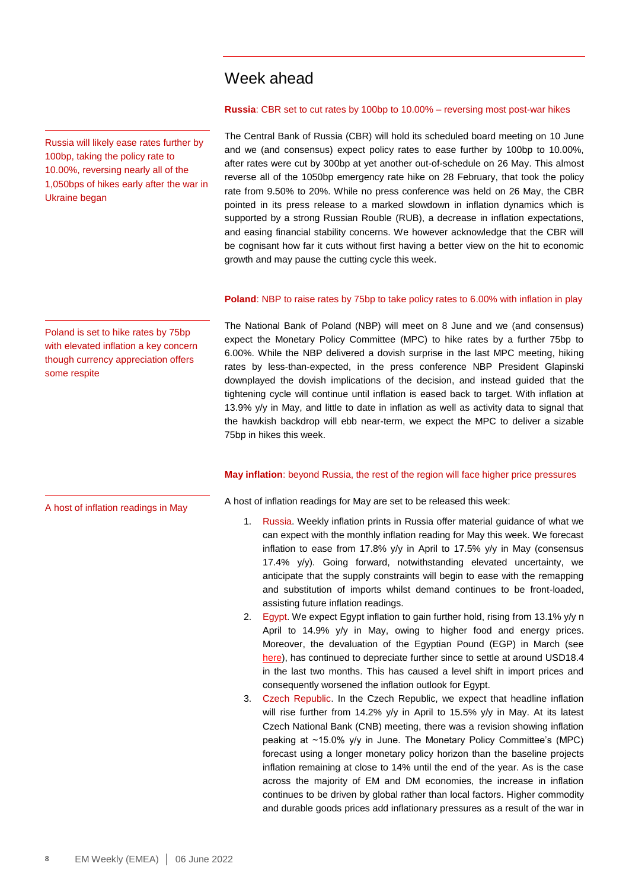# Week ahead

**Russia**: CBR set to cut rates by 100bp to 10.00% – reversing most post-war hikes

Russia will likely ease rates further by 100bp, taking the policy rate to 10.00%, reversing nearly all of the 1,050bps of hikes early after the war in Ukraine began

The Central Bank of Russia (CBR) will hold its scheduled board meeting on 10 June and we (and consensus) expect policy rates to ease further by 100bp to 10.00%, after rates were cut by 300bp at yet another out-of-schedule on 26 May. This almost reverse all of the 1050bp emergency rate hike on 28 February, that took the policy rate from 9.50% to 20%. While no press conference was held on 26 May, the CBR pointed in its press release to a marked slowdown in inflation dynamics which is supported by a strong Russian Rouble (RUB), a decrease in inflation expectations, and easing financial stability concerns. We however acknowledge that the CBR will be cognisant how far it cuts without first having a better view on the hit to economic growth and may pause the cutting cycle this week.

**Poland**: NBP to raise rates by 75bp to take policy rates to 6.00% with inflation in play

Poland is set to hike rates by 75bp with elevated inflation a key concern though currency appreciation offers some respite

The National Bank of Poland (NBP) will meet on 8 June and we (and consensus) expect the Monetary Policy Committee (MPC) to hike rates by a further 75bp to 6.00%. While the NBP delivered a dovish surprise in the last MPC meeting, hiking rates by less-than-expected, in the press conference NBP President Glapinski downplayed the dovish implications of the decision, and instead guided that the tightening cycle will continue until inflation is eased back to target. With inflation at 13.9% y/y in May, and little to date in inflation as well as activity data to signal that the hawkish backdrop will ebb near-term, we expect the MPC to deliver a sizable 75bp in hikes this week.

**May inflation**: beyond Russia, the rest of the region will face higher price pressures

A host of inflation readings in May

A host of inflation readings for May are set to be released this week:

1. Russia. Weekly inflation prints in Russia offer material guidance of what we can expect with the monthly inflation reading for May this week. We forecast inflation to ease from 17.8% y/y in April to 17.5% y/y in May (consensus 17.4% y/y). Going forward, notwithstanding elevated uncertainty, we anticipate that the supply constraints will begin to ease with the remapping and substitution of imports whilst demand continues to be front-loaded, assisting future inflation readings.
2. Egypt. We expect Egypt inflation to gain further hold, rising from 13.1% y/y n April to 14.9% y/y in May, owing to higher food and energy prices. Moreover, the devaluation of the Egyptian Pound (EGP) in March (see here), has continued to depreciate further since to settle at around USD18.4 in the last two months. This has caused a level shift in import prices and consequently worsened the inflation outlook for Egypt.
3. Czech Republic. In the Czech Republic, we expect that headline inflation will rise further from 14.2% y/y in April to 15.5% y/y in May. At its latest Czech National Bank (CNB) meeting, there was a revision showing inflation peaking at ~15.0% y/y in June. The Monetary Policy Committee's (MPC) forecast using a longer monetary policy horizon than the baseline projects inflation remaining at close to 14% until the end of the year. As is the case across the majority of EM and DM economies, the increase in inflation continues to be driven by global rather than local factors. Higher commodity and durable goods prices add inflationary pressures as a result of the war in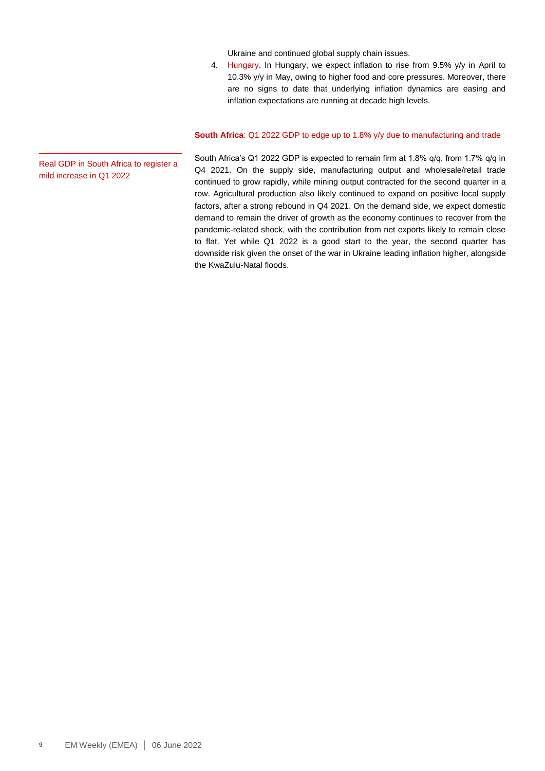Ukraine and continued global supply chain issues.

4. Hungary. In Hungary, we expect inflation to rise from 9.5% y/y in April to 10.3% y/y in May, owing to higher food and core pressures. Moreover, there are no signs to date that underlying inflation dynamics are easing and inflation expectations are running at decade high levels.

**South Africa**: Q1 2022 GDP to edge up to 1.8% y/y due to manufacturing and trade

Real GDP in South Africa to register a mild increase in Q1 2022

South Africa's Q1 2022 GDP is expected to remain firm at 1.8% q/q, from 1.7% q/q in Q4 2021. On the supply side, manufacturing output and wholesale/retail trade continued to grow rapidly, while mining output contracted for the second quarter in a row. Agricultural production also likely continued to expand on positive local supply factors, after a strong rebound in Q4 2021. On the demand side, we expect domestic demand to remain the driver of growth as the economy continues to recover from the pandemic-related shock, with the contribution from net exports likely to remain close to flat. Yet while Q1 2022 is a good start to the year, the second quarter has downside risk given the onset of the war in Ukraine leading inflation higher, alongside the KwaZulu-Natal floods.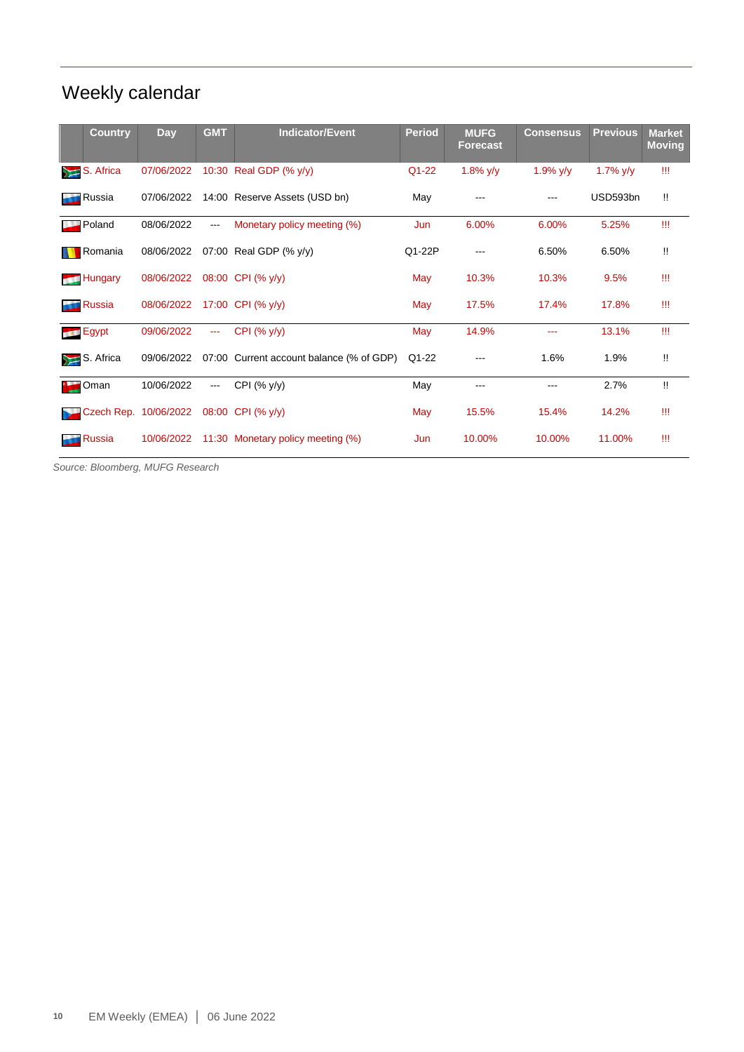## Weekly calendar

| Country | Day | GMT | Indicator/Event | Period | MUFG Forecast | Consensus | Previous | Market Moving |
|---|---|---|---|---|---|---|---|---|
| S. Africa | 07/06/2022 | 10:30 | Real GDP (% y/y) | Q1-22 | 1.8% y/y | 1.9% y/y | 1.7% y/y | !!! |
| Russia | 07/06/2022 | 14:00 | Reserve Assets (USD bn) | May | --- | --- | USD593bn | !! |
| Poland | 08/06/2022 | --- | Monetary policy meeting (%) | Jun | 6.00% | 6.00% | 5.25% | !!! |
| Romania | 08/06/2022 | 07:00 | Real GDP (% y/y) | Q1-22P | --- | 6.50% | 6.50% | !! |
| Hungary | 08/06/2022 | 08:00 | CPI (% y/y) | May | 10.3% | 10.3% | 9.5% | !!! |
| Russia | 08/06/2022 | 17:00 | CPI (% y/y) | May | 17.5% | 17.4% | 17.8% | !!! |
| Egypt | 09/06/2022 | --- | CPI (% y/y) | May | 14.9% | --- | 13.1% | !!! |
| S. Africa | 09/06/2022 | 07:00 | Current account balance (% of GDP) | Q1-22 | --- | 1.6% | 1.9% | !! |
| Oman | 10/06/2022 | --- | CPI (% y/y) | May | --- | --- | 2.7% | !! |
| Czech Rep. | 10/06/2022 | 08:00 | CPI (% y/y) | May | 15.5% | 15.4% | 14.2% | !!! |
| Russia | 10/06/2022 | 11:30 | Monetary policy meeting (%) | Jun | 10.00% | 10.00% | 11.00% | !!! |

*Source: Bloomberg, MUFG Research*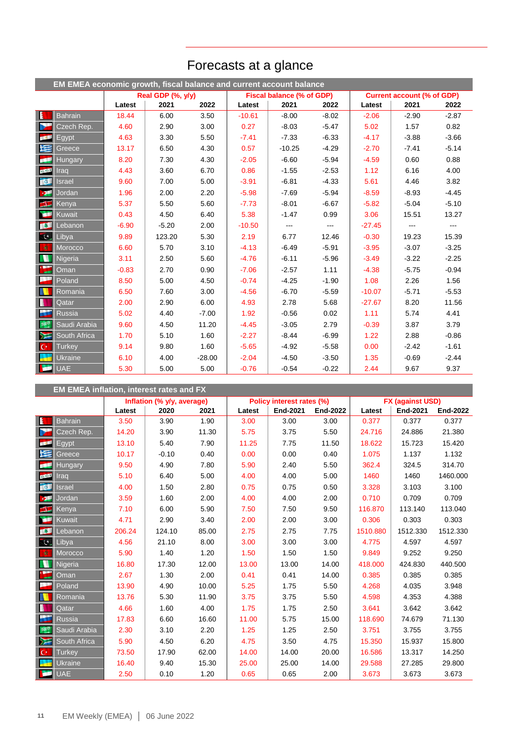# Forecasts at a glance

**EM EMEA economic growth, fiscal balance and current account balance**

| | Real GDP (% y/y) | | | Fiscal balance (% of GDP) | | | Current account (% of GDP) | | |
|---|---|---|---|---|---|---|---|---|---|
| | Latest | 2021 | 2022 | Latest | 2021 | 2022 | Latest | 2021 | 2022 |
| Bahrain | 18.44 | 6.00 | 3.50 | -10.61 | -8.00 | -8.02 | -2.06 | -2.90 | -2.87 |
| Czech Rep. | 4.60 | 2.90 | 3.00 | 0.27 | -8.03 | -5.47 | 5.02 | 1.57 | 0.82 |
| Egypt | 4.63 | 3.30 | 5.50 | -7.41 | -7.33 | -6.33 | -4.17 | -3.88 | -3.66 |
| Greece | 13.17 | 6.50 | 4.30 | 0.57 | -10.25 | -4.29 | -2.70 | -7.41 | -5.14 |
| Hungary | 8.20 | 7.30 | 4.30 | -2.05 | -6.60 | -5.94 | -4.59 | 0.60 | 0.88 |
| Iraq | 4.43 | 3.60 | 6.70 | 0.86 | -1.55 | -2.53 | 1.12 | 6.16 | 4.00 |
| Israel | 9.60 | 7.00 | 5.00 | -3.91 | -6.81 | -4.33 | 5.61 | 4.46 | 3.82 |
| Jordan | 1.96 | 2.00 | 2.20 | -5.98 | -7.69 | -5.94 | -8.59 | -8.93 | -4.45 |
| Kenya | 5.37 | 5.50 | 5.60 | -7.73 | -8.01 | -6.67 | -5.82 | -5.04 | -5.10 |
| Kuwait | 0.43 | 4.50 | 6.40 | 5.38 | -1.47 | 0.99 | 3.06 | 15.51 | 13.27 |
| Lebanon | -6.90 | -5.20 | 2.00 | -10.50 | --- | --- | -27.45 | --- | --- |
| Libya | 9.89 | 123.20 | 5.30 | 2.19 | 6.77 | 12.46 | -0.30 | 19.23 | 15.39 |
| Morocco | 6.60 | 5.70 | 3.10 | -4.13 | -6.49 | -5.91 | -3.95 | -3.07 | -3.25 |
| Nigeria | 3.11 | 2.50 | 5.60 | -4.76 | -6.11 | -5.96 | -3.49 | -3.22 | -2.25 |
| Oman | -0.83 | 2.70 | 0.90 | -7.06 | -2.57 | 1.11 | -4.38 | -5.75 | -0.94 |
| Poland | 8.50 | 5.00 | 4.50 | -0.74 | -4.25 | -1.90 | 1.08 | 2.26 | 1.56 |
| Romania | 6.50 | 7.60 | 3.00 | -4.56 | -6.70 | -5.59 | -10.07 | -5.71 | -5.53 |
| Qatar | 2.00 | 2.90 | 6.00 | 4.93 | 2.78 | 5.68 | -27.67 | 8.20 | 11.56 |
| Russia | 5.02 | 4.40 | -7.00 | 1.92 | -0.56 | 0.02 | 1.11 | 5.74 | 4.41 |
| Saudi Arabia | 9.60 | 4.50 | 11.20 | -4.45 | -3.05 | 2.79 | -0.39 | 3.87 | 3.79 |
| South Africa | 1.70 | 5.10 | 1.60 | -2.27 | -8.44 | -6.99 | 1.22 | 2.88 | -0.86 |
| Turkey | 9.14 | 9.80 | 1.60 | -5.65 | -4.92 | -5.58 | 0.00 | -2.42 | -1.61 |
| Ukraine | 6.10 | 4.00 | -28.00 | -2.04 | -4.50 | -3.50 | 1.35 | -0.69 | -2.44 |
| UAE | 5.30 | 5.00 | 5.00 | -0.76 | -0.54 | -0.22 | 2.44 | 9.67 | 9.37 |

**EM EMEA inflation, interest rates and FX**

| | Inflation (% y/y, average) | | | Policy interest rates (%) | | | FX (against USD) | | |
|---|---|---|---|---|---|---|---|---|---|
| | Latest | 2020 | 2021 | Latest | End-2021 | End-2022 | Latest | End-2021 | End-2022 |
| Bahrain | 3.50 | 3.90 | 1.90 | 3.00 | 3.00 | 3.00 | 0.377 | 0.377 | 0.377 |
| Czech Rep. | 14.20 | 3.90 | 11.30 | 5.75 | 3.75 | 5.50 | 24.716 | 24.886 | 21.380 |
| Egypt | 13.10 | 5.40 | 7.90 | 11.25 | 7.75 | 11.50 | 18.622 | 15.723 | 15.420 |
| Greece | 10.17 | -0.10 | 0.40 | 0.00 | 0.00 | 0.40 | 1.075 | 1.137 | 1.132 |
| Hungary | 9.50 | 4.90 | 7.80 | 5.90 | 2.40 | 5.50 | 362.4 | 324.5 | 314.70 |
| Iraq | 5.10 | 6.40 | 5.00 | 4.00 | 4.00 | 5.00 | 1460 | 1460 | 1460.000 |
| Israel | 4.00 | 1.50 | 2.80 | 0.75 | 0.75 | 0.50 | 3.328 | 3.103 | 3.100 |
| Jordan | 3.59 | 1.60 | 2.00 | 4.00 | 4.00 | 2.00 | 0.710 | 0.709 | 0.709 |
| Kenya | 7.10 | 6.00 | 5.90 | 7.50 | 7.50 | 9.50 | 116.870 | 113.140 | 113.040 |
| Kuwait | 4.71 | 2.90 | 3.40 | 2.00 | 2.00 | 3.00 | 0.306 | 0.303 | 0.303 |
| Lebanon | 206.24 | 124.10 | 85.00 | 2.75 | 2.75 | 7.75 | 1510.880 | 1512.330 | 1512.330 |
| Libya | 4.56 | 21.10 | 8.00 | 3.00 | 3.00 | 3.00 | 4.775 | 4.597 | 4.597 |
| Morocco | 5.90 | 1.40 | 1.20 | 1.50 | 1.50 | 1.50 | 9.849 | 9.252 | 9.250 |
| Nigeria | 16.80 | 17.30 | 12.00 | 13.00 | 13.00 | 14.00 | 418.000 | 424.830 | 440.500 |
| Oman | 2.67 | 1.30 | 2.00 | 0.41 | 0.41 | 14.00 | 0.385 | 0.385 | 0.385 |
| Poland | 13.90 | 4.90 | 10.00 | 5.25 | 1.75 | 5.50 | 4.268 | 4.035 | 3.948 |
| Romania | 13.76 | 5.30 | 11.90 | 3.75 | 3.75 | 5.50 | 4.598 | 4.353 | 4.388 |
| Qatar | 4.66 | 1.60 | 4.00 | 1.75 | 1.75 | 2.50 | 3.641 | 3.642 | 3.642 |
| Russia | 17.83 | 6.60 | 16.60 | 11.00 | 5.75 | 15.00 | 118.690 | 74.679 | 71.130 |
| Saudi Arabia | 2.30 | 3.10 | 2.20 | 1.25 | 1.25 | 2.50 | 3.751 | 3.755 | 3.755 |
| South Africa | 5.90 | 4.50 | 6.20 | 4.75 | 3.50 | 4.75 | 15.350 | 15.937 | 15.800 |
| Turkey | 73.50 | 17.90 | 62.00 | 14.00 | 14.00 | 20.00 | 16.586 | 13.317 | 14.250 |
| Ukraine | 16.40 | 9.40 | 15.30 | 25.00 | 25.00 | 14.00 | 29.588 | 27.285 | 29.800 |
| UAE | 2.50 | 0.10 | 1.20 | 0.65 | 0.65 | 2.00 | 3.673 | 3.673 | 3.673 |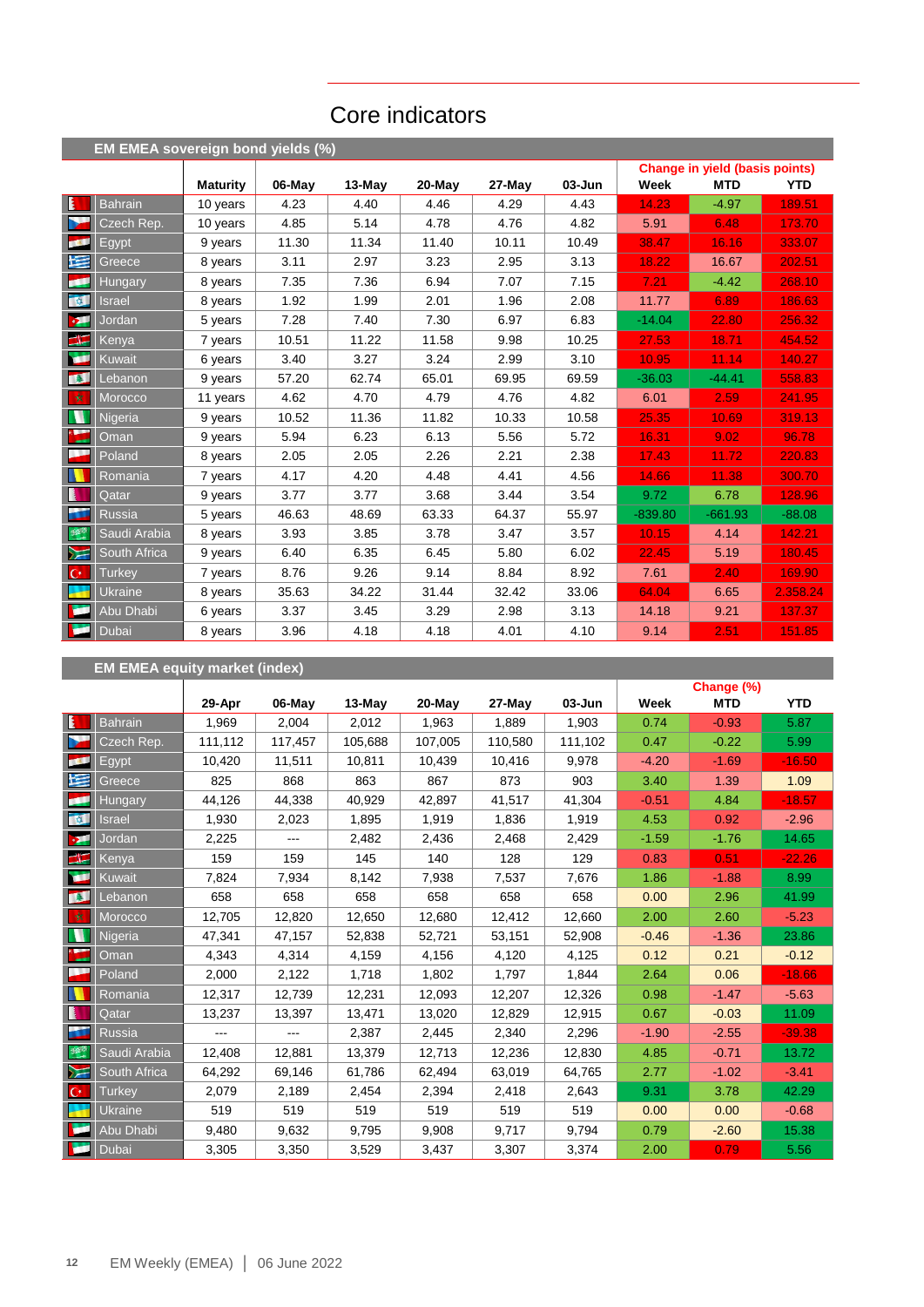# Core indicators

## EM EMEA sovereign bond yields (%)

| | Maturity | 06-May | 13-May | 20-May | 27-May | 03-Jun | Change in yield (basis points) | | |
|---|---|---|---|---|---|---|---|---|---|
| | | | | | | | Week | MTD | YTD |
| Bahrain | 10 years | 4.23 | 4.40 | 4.46 | 4.29 | 4.43 | 14.23 | -4.97 | 189.51 |
| Czech Rep. | 10 years | 4.85 | 5.14 | 4.78 | 4.76 | 4.82 | 5.91 | 6.48 | 173.70 |
| Egypt | 9 years | 11.30 | 11.34 | 11.40 | 10.11 | 10.49 | 38.47 | 16.16 | 333.07 |
| Greece | 8 years | 3.11 | 2.97 | 3.23 | 2.95 | 3.13 | 18.22 | 16.67 | 202.51 |
| Hungary | 8 years | 7.35 | 7.36 | 6.94 | 7.07 | 7.15 | 7.21 | -4.42 | 268.10 |
| Israel | 8 years | 1.92 | 1.99 | 2.01 | 1.96 | 2.08 | 11.77 | 6.89 | 186.63 |
| Jordan | 5 years | 7.28 | 7.40 | 7.30 | 6.97 | 6.83 | -14.04 | 22.80 | 256.32 |
| Kenya | 7 years | 10.51 | 11.22 | 11.58 | 9.98 | 10.25 | 27.53 | 18.71 | 454.52 |
| Kuwait | 6 years | 3.40 | 3.27 | 3.24 | 2.99 | 3.10 | 10.95 | 11.14 | 140.27 |
| Lebanon | 9 years | 57.20 | 62.74 | 65.01 | 69.95 | 69.59 | -36.03 | -44.41 | 558.83 |
| Morocco | 11 years | 4.62 | 4.70 | 4.79 | 4.76 | 4.82 | 6.01 | 2.59 | 241.95 |
| Nigeria | 9 years | 10.52 | 11.36 | 11.82 | 10.33 | 10.58 | 25.35 | 10.69 | 319.13 |
| Oman | 9 years | 5.94 | 6.23 | 6.13 | 5.56 | 5.72 | 16.31 | 9.02 | 96.78 |
| Poland | 8 years | 2.05 | 2.05 | 2.26 | 2.21 | 2.38 | 17.43 | 11.72 | 220.83 |
| Romania | 7 years | 4.17 | 4.20 | 4.48 | 4.41 | 4.56 | 14.66 | 11.38 | 300.70 |
| Qatar | 9 years | 3.77 | 3.77 | 3.68 | 3.44 | 3.54 | 9.72 | 6.78 | 128.96 |
| Russia | 5 years | 46.63 | 48.69 | 63.33 | 64.37 | 55.97 | -839.80 | -661.93 | -88.08 |
| Saudi Arabia | 8 years | 3.93 | 3.85 | 3.78 | 3.47 | 3.57 | 10.15 | 4.14 | 142.21 |
| South Africa | 9 years | 6.40 | 6.35 | 6.45 | 5.80 | 6.02 | 22.45 | 5.19 | 180.45 |
| Turkey | 7 years | 8.76 | 9.26 | 9.14 | 8.84 | 8.92 | 7.61 | 2.40 | 169.90 |
| Ukraine | 8 years | 35.63 | 34.22 | 31.44 | 32.42 | 33.06 | 64.04 | 6.65 | 2,358.24 |
| Abu Dhabi | 6 years | 3.37 | 3.45 | 3.29 | 2.98 | 3.13 | 14.18 | 9.21 | 137.37 |
| Dubai | 8 years | 3.96 | 4.18 | 4.18 | 4.01 | 4.10 | 9.14 | 2.51 | 151.85 |

## EM EMEA equity market (index)

| | 29-Apr | 06-May | 13-May | 20-May | 27-May | 03-Jun | Change (%) | | |
|---|---|---|---|---|---|---|---|---|---|
| | | | | | | | Week | MTD | YTD |
| Bahrain | 1,969 | 2,004 | 2,012 | 1,963 | 1,889 | 1,903 | 0.74 | -0.93 | 5.87 |
| Czech Rep. | 111,112 | 117,457 | 105,688 | 107,005 | 110,580 | 111,102 | 0.47 | -0.22 | 5.99 |
| Egypt | 10,420 | 11,511 | 10,811 | 10,439 | 10,416 | 9,978 | -4.20 | -1.69 | -16.50 |
| Greece | 825 | 868 | 863 | 867 | 873 | 903 | 3.40 | 1.39 | 1.09 |
| Hungary | 44,126 | 44,338 | 40,929 | 42,897 | 41,517 | 41,304 | -0.51 | 4.84 | -18.57 |
| Israel | 1,930 | 2,023 | 1,895 | 1,919 | 1,836 | 1,919 | 4.53 | 0.92 | -2.96 |
| Jordan | 2,225 | --- | 2,482 | 2,436 | 2,468 | 2,429 | -1.59 | -1.76 | 14.65 |
| Kenya | 159 | 159 | 145 | 140 | 128 | 129 | 0.83 | 0.51 | -22.26 |
| Kuwait | 7,824 | 7,934 | 8,142 | 7,938 | 7,537 | 7,676 | 1.86 | -1.88 | 8.99 |
| Lebanon | 658 | 658 | 658 | 658 | 658 | 658 | 0.00 | 2.96 | 41.99 |
| Morocco | 12,705 | 12,820 | 12,650 | 12,680 | 12,412 | 12,660 | 2.00 | 2.60 | -5.23 |
| Nigeria | 47,341 | 47,157 | 52,838 | 52,721 | 53,151 | 52,908 | -0.46 | -1.36 | 23.86 |
| Oman | 4,343 | 4,314 | 4,159 | 4,156 | 4,120 | 4,125 | 0.12 | 0.21 | -0.12 |
| Poland | 2,000 | 2,122 | 1,718 | 1,802 | 1,797 | 1,844 | 2.64 | 0.06 | -18.66 |
| Romania | 12,317 | 12,739 | 12,231 | 12,093 | 12,207 | 12,326 | 0.98 | -1.47 | -5.63 |
| Qatar | 13,237 | 13,397 | 13,471 | 13,020 | 12,829 | 12,915 | 0.67 | -0.03 | 11.09 |
| Russia | --- | --- | 2,387 | 2,445 | 2,340 | 2,296 | -1.90 | -2.55 | -39.38 |
| Saudi Arabia | 12,408 | 12,881 | 13,379 | 12,713 | 12,236 | 12,830 | 4.85 | -0.71 | 13.72 |
| South Africa | 64,292 | 69,146 | 61,786 | 62,494 | 63,019 | 64,765 | 2.77 | -1.02 | -3.41 |
| Turkey | 2,079 | 2,189 | 2,454 | 2,394 | 2,418 | 2,643 | 9.31 | 3.78 | 42.29 |
| Ukraine | 519 | 519 | 519 | 519 | 519 | 519 | 0.00 | 0.00 | -0.68 |
| Abu Dhabi | 9,480 | 9,632 | 9,795 | 9,908 | 9,717 | 9,794 | 0.79 | -2.60 | 15.38 |
| Dubai | 3,305 | 3,350 | 3,529 | 3,437 | 3,307 | 3,374 | 2.00 | 0.79 | 5.56 |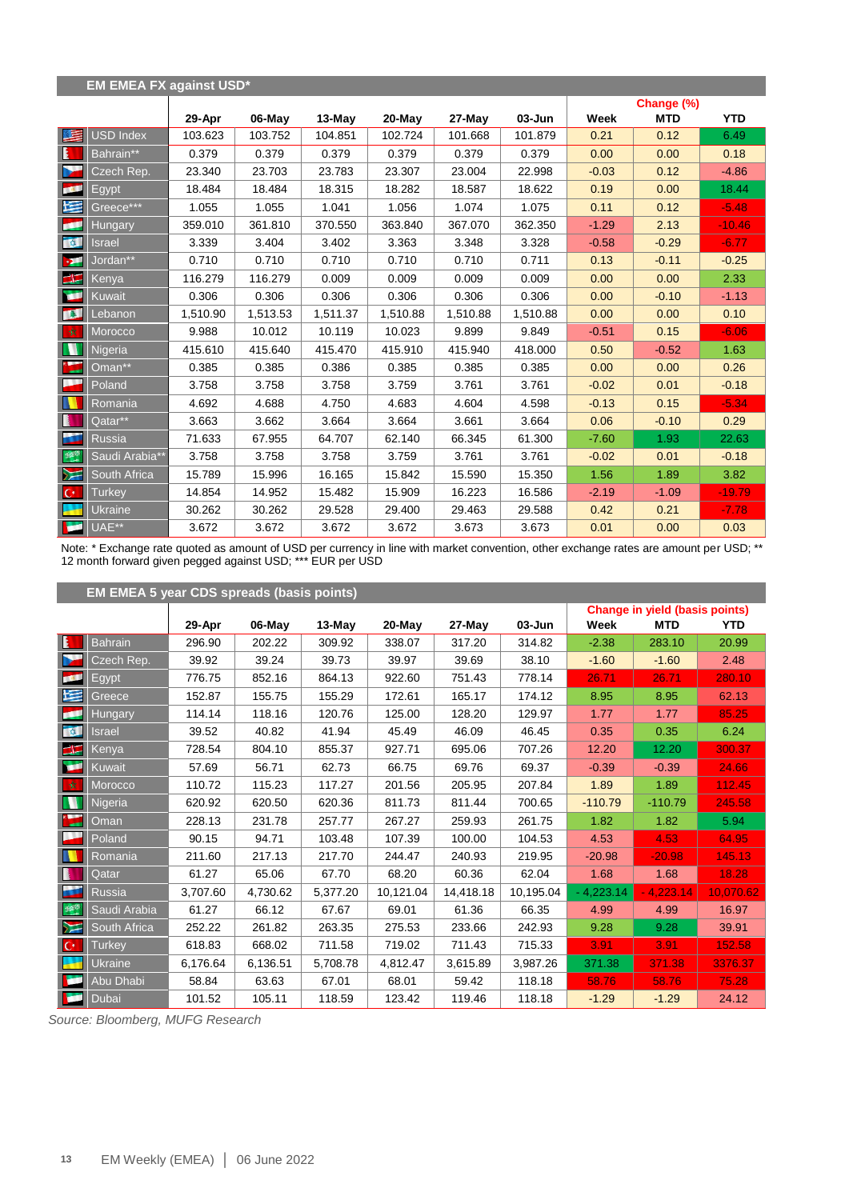## EM EMEA FX against USD*

| | 29-Apr | 06-May | 13-May | 20-May | 27-May | 03-Jun | Change (%) Week | MTD | YTD |
|---|---|---|---|---|---|---|---|---|---|
| USD Index | 103.623 | 103.752 | 104.851 | 102.724 | 101.668 | 101.879 | 0.21 | 0.12 | 6.49 |
| Bahrain** | 0.379 | 0.379 | 0.379 | 0.379 | 0.379 | 0.379 | 0.00 | 0.00 | 0.18 |
| Czech Rep. | 23.340 | 23.703 | 23.783 | 23.307 | 23.004 | 22.998 | -0.03 | 0.12 | -4.86 |
| Egypt | 18.484 | 18.484 | 18.315 | 18.282 | 18.587 | 18.622 | 0.19 | 0.00 | 18.44 |
| Greece*** | 1.055 | 1.055 | 1.041 | 1.056 | 1.074 | 1.075 | 0.11 | 0.12 | -5.48 |
| Hungary | 359.010 | 361.810 | 370.550 | 363.840 | 367.070 | 362.350 | -1.29 | 2.13 | -10.46 |
| Israel | 3.339 | 3.404 | 3.402 | 3.363 | 3.348 | 3.328 | -0.58 | -0.29 | -6.77 |
| Jordan** | 0.710 | 0.710 | 0.710 | 0.710 | 0.710 | 0.711 | 0.13 | -0.11 | -0.25 |
| Kenya | 116.279 | 116.279 | 0.009 | 0.009 | 0.009 | 0.009 | 0.00 | 0.00 | 2.33 |
| Kuwait | 0.306 | 0.306 | 0.306 | 0.306 | 0.306 | 0.306 | 0.00 | -0.10 | -1.13 |
| Lebanon | 1,510.90 | 1,513.53 | 1,511.37 | 1,510.88 | 1,510.88 | 1,510.88 | 0.00 | 0.00 | 0.10 |
| Morocco | 9.988 | 10.012 | 10.119 | 10.023 | 9.899 | 9.849 | -0.51 | 0.15 | -6.06 |
| Nigeria | 415.610 | 415.640 | 415.470 | 415.910 | 415.940 | 418.000 | 0.50 | -0.52 | 1.63 |
| Oman** | 0.385 | 0.385 | 0.386 | 0.385 | 0.385 | 0.385 | 0.00 | 0.00 | 0.26 |
| Poland | 3.758 | 3.758 | 3.758 | 3.759 | 3.761 | 3.761 | -0.02 | 0.01 | -0.18 |
| Romania | 4.692 | 4.688 | 4.750 | 4.683 | 4.604 | 4.598 | -0.13 | 0.15 | -5.34 |
| Qatar** | 3.663 | 3.662 | 3.664 | 3.664 | 3.661 | 3.664 | 0.06 | -0.10 | 0.29 |
| Russia | 71.633 | 67.955 | 64.707 | 62.140 | 66.345 | 61.300 | -7.60 | 1.93 | 22.63 |
| Saudi Arabia** | 3.758 | 3.758 | 3.758 | 3.759 | 3.761 | 3.761 | -0.02 | 0.01 | -0.18 |
| South Africa | 15.789 | 15.996 | 16.165 | 15.842 | 15.590 | 15.350 | 1.56 | 1.89 | 3.82 |
| Turkey | 14.854 | 14.952 | 15.482 | 15.909 | 16.223 | 16.586 | -2.19 | -1.09 | -19.79 |
| Ukraine | 30.262 | 30.262 | 29.528 | 29.400 | 29.463 | 29.588 | 0.42 | 0.21 | -7.78 |
| UAE** | 3.672 | 3.672 | 3.672 | 3.672 | 3.673 | 3.673 | 0.01 | 0.00 | 0.03 |

Note: * Exchange rate quoted as amount of USD per currency in line with market convention, other exchange rates are amount per USD; ** 12 month forward given pegged against USD; *** EUR per USD

## EM EMEA 5 year CDS spreads (basis points)

| | 29-Apr | 06-May | 13-May | 20-May | 27-May | 03-Jun | Change in yield (basis points) Week | MTD | YTD |
|---|---|---|---|---|---|---|---|---|---|
| Bahrain | 296.90 | 202.22 | 309.92 | 338.07 | 317.20 | 314.82 | -2.38 | 283.10 | 20.99 |
| Czech Rep. | 39.92 | 39.24 | 39.73 | 39.97 | 39.69 | 38.10 | -1.60 | -1.60 | 2.48 |
| Egypt | 776.75 | 852.16 | 864.13 | 922.60 | 751.43 | 778.14 | 26.71 | 26.71 | 280.10 |
| Greece | 152.87 | 155.75 | 155.29 | 172.61 | 165.17 | 174.12 | 8.95 | 8.95 | 62.13 |
| Hungary | 114.14 | 118.16 | 120.76 | 125.00 | 128.20 | 129.97 | 1.77 | 1.77 | 85.25 |
| Israel | 39.52 | 40.82 | 41.94 | 45.49 | 46.09 | 46.45 | 0.35 | 0.35 | 6.24 |
| Kenya | 728.54 | 804.10 | 855.37 | 927.71 | 695.06 | 707.26 | 12.20 | 12.20 | 300.37 |
| Kuwait | 57.69 | 56.71 | 62.73 | 66.75 | 69.76 | 69.37 | -0.39 | -0.39 | 24.66 |
| Morocco | 110.72 | 115.23 | 117.27 | 201.56 | 205.95 | 207.84 | 1.89 | 1.89 | 112.45 |
| Nigeria | 620.92 | 620.50 | 620.36 | 811.73 | 811.44 | 700.65 | -110.79 | -110.79 | 245.58 |
| Oman | 228.13 | 231.78 | 257.77 | 267.27 | 259.93 | 261.75 | 1.82 | 1.82 | 5.94 |
| Poland | 90.15 | 94.71 | 103.48 | 107.39 | 100.00 | 104.53 | 4.53 | 4.53 | 64.95 |
| Romania | 211.60 | 217.13 | 217.70 | 244.47 | 240.93 | 219.95 | -20.98 | -20.98 | 145.13 |
| Qatar | 61.27 | 65.06 | 67.70 | 68.20 | 60.36 | 62.04 | 1.68 | 1.68 | 18.28 |
| Russia | 3,707.60 | 4,730.62 | 5,377.20 | 10,121.04 | 14,418.18 | 10,195.04 | - 4,223.14 | - 4,223.14 | 10,070.62 |
| Saudi Arabia | 61.27 | 66.12 | 67.67 | 69.01 | 61.36 | 66.35 | 4.99 | 4.99 | 16.97 |
| South Africa | 252.22 | 261.82 | 263.35 | 275.53 | 233.66 | 242.93 | 9.28 | 9.28 | 39.91 |
| Turkey | 618.83 | 668.02 | 711.58 | 719.02 | 711.43 | 715.33 | 3.91 | 3.91 | 152.58 |
| Ukraine | 6,176.64 | 6,136.51 | 5,708.78 | 4,812.47 | 3,615.89 | 3,987.26 | 371.38 | 371.38 | 3376.37 |
| Abu Dhabi | 58.84 | 63.63 | 67.01 | 68.01 | 59.42 | 118.18 | 58.76 | 58.76 | 75.28 |
| Dubai | 101.52 | 105.11 | 118.59 | 123.42 | 119.46 | 118.18 | -1.29 | -1.29 | 24.12 |

*Source: Bloomberg, MUFG Research*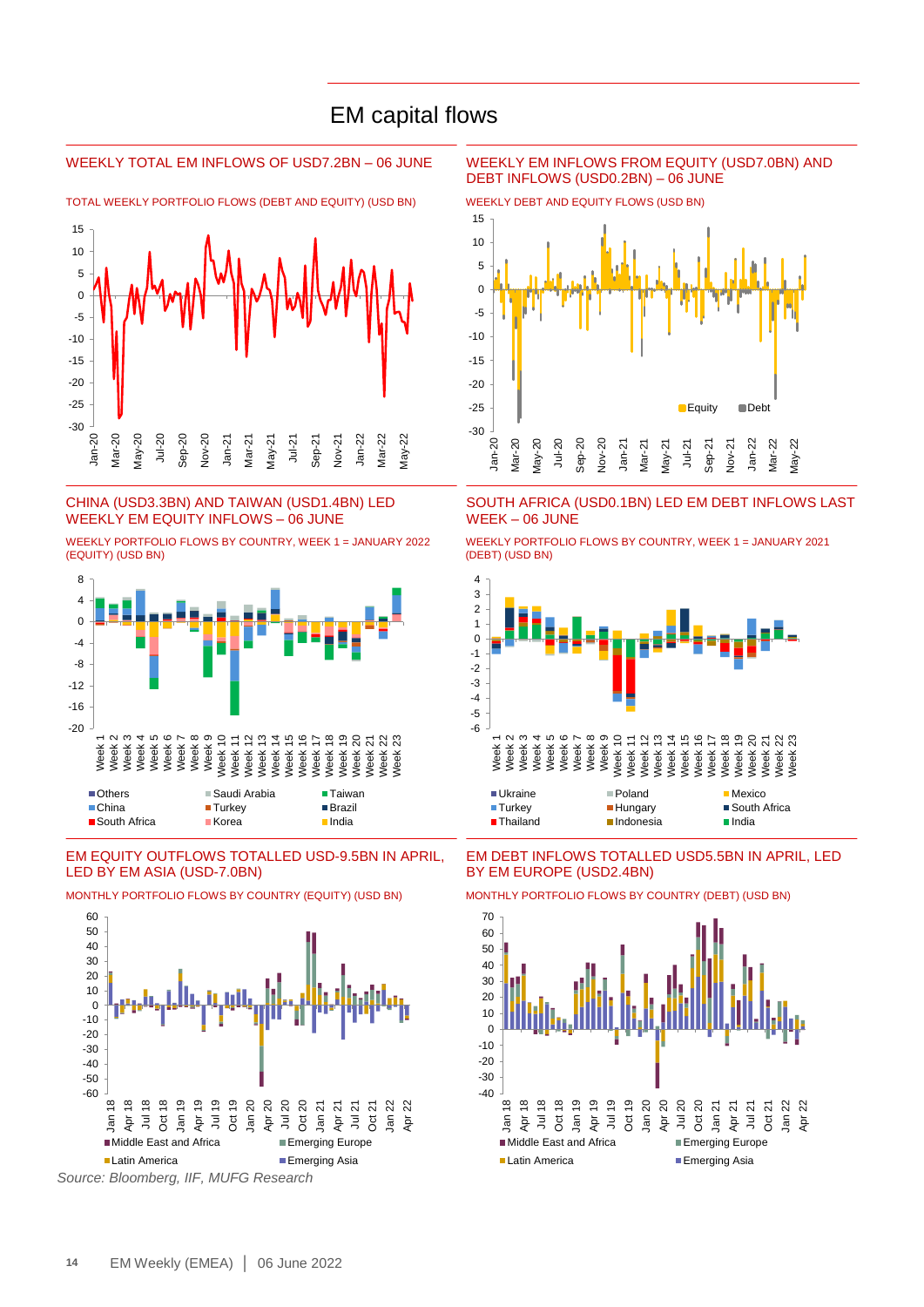# EM capital flows

## WEEKLY TOTAL EM INFLOWS OF USD7.2BN – 06 JUNE

TOTAL WEEKLY PORTFOLIO FLOWS (DEBT AND EQUITY) (USD BN)

## WEEKLY EM INFLOWS FROM EQUITY (USD7.0BN) AND DEBT INFLOWS (USD0.2BN) – 06 JUNE

WEEKLY DEBT AND EQUITY FLOWS (USD BN)

## CHINA (USD3.3BN) AND TAIWAN (USD1.4BN) LED WEEKLY EM EQUITY INFLOWS – 06 JUNE

WEEKLY PORTFOLIO FLOWS BY COUNTRY, WEEK 1 = JANUARY 2022 (EQUITY) (USD BN)

## SOUTH AFRICA (USD0.1BN) LED EM DEBT INFLOWS LAST WEEK – 06 JUNE

WEEKLY PORTFOLIO FLOWS BY COUNTRY, WEEK 1 = JANUARY 2021 (DEBT) (USD BN)

## EM EQUITY OUTFLOWS TOTALLED USD-9.5BN IN APRIL, LED BY EM ASIA (USD-7.0BN)

MONTHLY PORTFOLIO FLOWS BY COUNTRY (EQUITY) (USD BN)

## EM DEBT INFLOWS TOTALLED USD5.5BN IN APRIL, LED BY EM EUROPE (USD2.4BN)

MONTHLY PORTFOLIO FLOWS BY COUNTRY (DEBT) (USD BN)

*Source: Bloomberg, IIF, MUFG Research*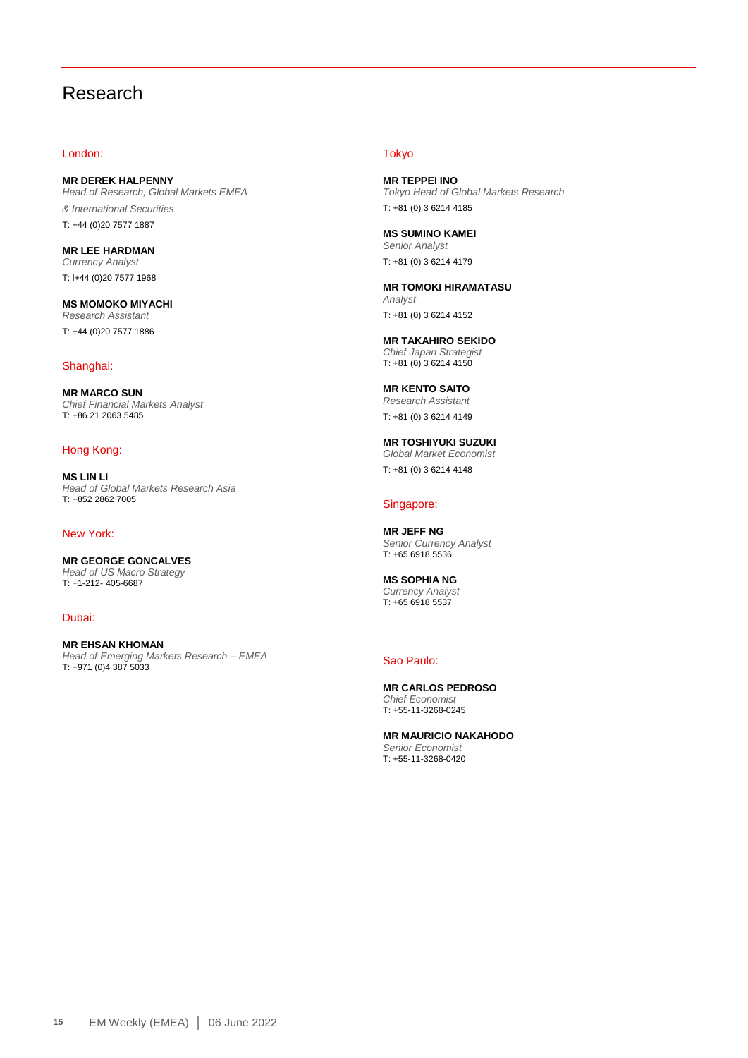# Research

## London:

**MR DEREK HALPENNY**
*Head of Research, Global Markets EMEA*
*& International Securities*
T: +44 (0)20 7577 1887

**MR LEE HARDMAN**
*Currency Analyst*
T: l+44 (0)20 7577 1968

**MS MOMOKO MIYACHI**
*Research Assistant*
T: +44 (0)20 7577 1886

## Shanghai:

**MR MARCO SUN**
*Chief Financial Markets Analyst*
T: +86 21 2063 5485

## Hong Kong:

**MS LIN LI**
*Head of Global Markets Research Asia*
T: +852 2862 7005

## New York:

**MR GEORGE GONCALVES**
*Head of US Macro Strategy*
T: +1-212- 405-6687

## Dubai:

**MR EHSAN KHOMAN**
*Head of Emerging Markets Research – EMEA*
T: +971 (0)4 387 5033

## Tokyo

**MR TEPPEI INO**
*Tokyo Head of Global Markets Research*
T: +81 (0) 3 6214 4185

**MS SUMINO KAMEI**
*Senior Analyst*
T: +81 (0) 3 6214 4179

**MR TOMOKI HIRAMATASU**
*Analyst*
T: +81 (0) 3 6214 4152

**MR TAKAHIRO SEKIDO**
*Chief Japan Strategist*
T: +81 (0) 3 6214 4150

**MR KENTO SAITO**
*Research Assistant*
T: +81 (0) 3 6214 4149

**MR TOSHIYUKI SUZUKI**
*Global Market Economist*
T: +81 (0) 3 6214 4148

## Singapore:

**MR JEFF NG**
*Senior Currency Analyst*
T: +65 6918 5536

**MS SOPHIA NG**
*Currency Analyst*
T: +65 6918 5537

## Sao Paulo:

**MR CARLOS PEDROSO**
*Chief Economist*
T: +55-11-3268-0245

**MR MAURICIO NAKAHODO**
*Senior Economist*
T: +55-11-3268-0420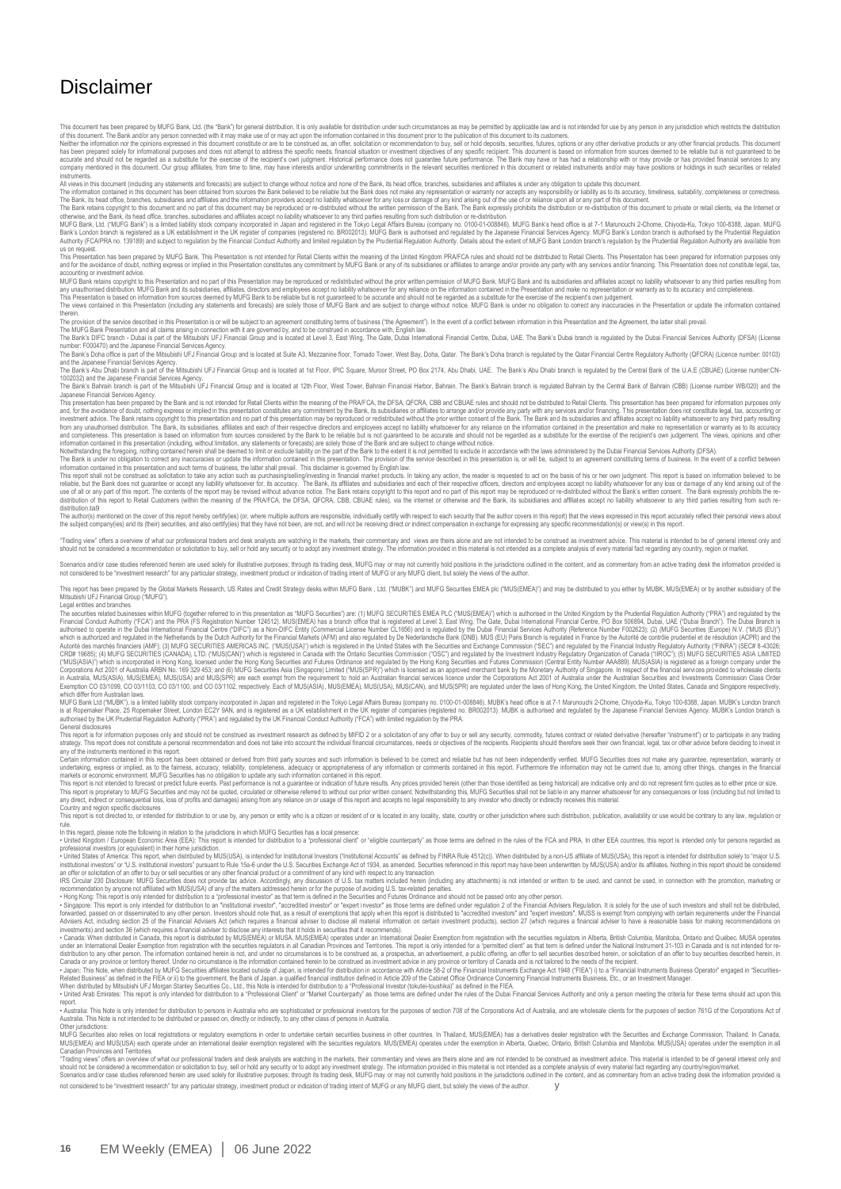# Disclaimer

This document has been prepared by MUFG Bank, Ltd. (the "Bank") for general distribution. It is only available for distribution under such circumstances as may be permitted by applicable law and is not intended for use by any person in any jurisdiction which restricts the distribution of this document. The Bank and/or any person connected with it may make use of or may act upon the information contained in this document prior to the publication of this document to its customers.

Neither the information nor the opinions expressed in this document constitute or are to be construed as, an offer, solicitation or recommendation to buy, sell or hold deposits, securities, futures, options or any other derivative products or any other financial products. This document has been prepared solely for informational purposes and does not attempt to address the specific needs, financial situation or investment objectives of any specific recipient. This document is based on information from sources deemed to be reliable but is not guaranteed to be accurate and should not be regarded as a substitute for the exercise of the recipient's own judgment. Historical performance does not guarantee future performance. The Bank may have or has had a relationship with or may provide or has provided financial services to any company mentioned in this document. Our group affiliates, from time to time, may have interests and/or underwriting commitments in the relevant securities mentioned in this document or related instruments and/or may have positions or holdings in such securities or related instruments.

All views in this document (including any statements and forecasts) are subject to change without notice and none of the Bank, its head office, branches, subsidiaries and affiliates is under any obligation to update this document.

The information contained in this document has been obtained from sources the Bank believed to be reliable but the Bank does not make any representation or warranty nor accepts any responsibility or liability as to its accuracy, timeliness, suitability, completeness or correctness. The Bank, its head office, branches, subsidiaries and affiliates and the information providers accept no liability whatsoever for any loss or damage of any kind arising out of the use of or reliance upon all or any part of this document.

The Bank retains copyright to this document and no part of this document may be reproduced or re-distributed without the written permission of the Bank. The Bank expressly prohibits the distribution or re-distribution of this document to private or retail clients, via the Internet or otherwise, and the Bank, its head office, branches, subsidiaries and affiliates accept no liability whatsoever to any third parties resulting from such distribution or re-distribution.

MUFG Bank, Ltd. ("MUFG Bank") is a limited liability stock company incorporated in Japan and registered in the Tokyo Legal Affairs Bureau (company no. 0100-01-008846). MUFG Bank's head office is at 7-1 Marunouchi 2-Chome, Chiyoda-Ku, Tokyo 100-8388, Japan. MUFG Bank's London branch is registered as a UK establishment in the UK register of companies (registered no. BR002013). MUFG Bank is authorised and regulated by the Japanese Financial Services Agency. MUFG Bank's London branch is authorised by the Prudential Regulation Authority (FCA/PRA no. 139189) and subject to regulation by the Financial Conduct Authority and limited regulation by the Prudential Regulation Authority. Details about the extent of MUFG Bank London branch's regulation by the Prudential Regulation Authority are available from us on request.

This Presentation has been prepared by MUFG Bank. This Presentation is not intended for Retail Clients within the meaning of the United Kingdom PRA/FCA rules and should not be distributed to Retail Clients. This Presentation has been prepared for information purposes only and for the avoidance of doubt, nothing express or implied in this Presentation constitutes any commitment by MUFG Bank or any of its subsidiaries or affiliates to arrange and/or provide any party with any services and/or financing. This Presentation does not constitute legal, tax, accounting or investment advice.

MUFG Bank retains copyright to this Presentation and no part of this Presentation may be reproduced or redistributed without the prior written permission of MUFG Bank. MUFG Bank and its subsidiaries and affiliates accept no liability whatsoever to any third parties resulting from any unauthorised distribution. MUFG Bank and its subsidiaries, affiliates, directors and employees accept no liability whatsoever for any reliance on the information contained in the Presentation and make no representation or warranty as to its accuracy and completeness.

This Presentation is based on information from sources deemed by MUFG Bank to be reliable but is not guaranteed to be accurate and should not be regarded as a substitute for the exercise of the recipient's own judgement.

The views contained in this Presentation (including any statements and forecasts) are solely those of MUFG Bank and are subject to change without notice. MUFG Bank is under no obligation to correct any inaccuracies in the Presentation or update the information contained therein.

The provision of the service described in this Presentation is or will be subject to an agreement constituting terms of business ("the Agreement"). In the event of a conflict between information in this Presentation and the Agreement, the latter shall prevail.

The MUFG Bank Presentation and all claims arising in connection with it are governed by, and to be construed in accordance with, English law.

The Bank's DIFC branch - Dubai is part of the Mitsubishi UFJ Financial Group and is located at Level 3, East Wing, The Gate, Dubai International Financial Centre, Dubai, UAE. The Bank's Dubai branch is regulated by the Dubai Financial Services Authority (DFSA) (License number: F000470) and the Japanese Financial Services Agency.

The Bank's Doha office is part of the Mitsubishi UFJ Financial Group and is located at Suite A3, Mezzanine floor, Tornado Tower, West Bay, Doha, Qatar. The Bank's Doha branch is regulated by the Qatar Financial Centre Regulatory Authority (QFCRA) (Licence number: 00103) and the Japanese Financial Services Agency.

The Bank's Abu Dhabi branch is part of the Mitsubishi UFJ Financial Group and is located at 1st Floor, IPIC Square, Muroor Street, PO Box 2174, Abu Dhabi, UAE. The Bank's Abu Dhabi branch is regulated by the Central Bank of the U.A.E (CBUAE) (License number:CN-1002032) and the Japanese Financial Services Agency.

The Bank's Bahrain branch is part of the Mitsubishi UFJ Financial Group and is located at 12th Floor, West Tower, Bahrain Financial Harbor, Bahrain. The Bank's Bahrain branch is regulated Bahrain by the Central Bank of Bahrain (CBB) (License number WB/020) and the Japanese Financial Services Agency.

This presentation has been prepared by the Bank and is not intended for Retail Clients within the meaning of the PRA/FCA, the DFSA, QFCRA, CBB and CBUAE rules and should not be distributed to Retail Clients. This presentation has been prepared for information purposes only and, for the avoidance of doubt, nothing express or implied in this presentation constitutes any commitment by the Bank, its subsidiaries or affiliates to arrange and/or provide any party with any services and/or financing. This presentation does not constitute legal, tax, accounting or investment advice. The Bank retains copyright to this presentation and no part of this presentation may be reproduced or re-distributed without the prior written consent of the Bank. The Bank and its subsidiaries and affiliates accept no liability whatsoever to any third party resulting from any unauthorised distribution. The Bank, its subsidiaries, affiliates and each of their respective directors and employees accept no liability whatsoever for any reliance on the information contained in the presentation and make no representation or warranty as to its accuracy and completeness. This presentation is based on information from sources deemed by the Bank to be reliable but is not guaranteed to be accurate and should not be regarded as a substitute for the exercise of the recipient's own judgement. The views, opinions and other information contained in this presentation (including, without limitation, any statements or forecasts) are solely those of the Bank and are subject to change without notice.

Notwithstanding the foregoing, nothing contained herein shall be deemed to limit or exclude liability on the part of the Bank to the extent it is not permitted to exclude in accordance with the laws administered by the Dubai Financial Services Authority (DFSA).

The Bank is under no obligation to correct any inaccuracies or update the information contained in this presentation. The provision of the service described in this presentation is, or will be, subject to an agreement constituting terms of business. In the event of a conflict between information contained in this presentation and such terms of business, the latter shall prevail. This disclaimer is governed by English law.

This report shall not be construed as solicitation to take any action such as purchasing/selling/investing in financial market products. In taking any action, the reader is requested to act on the basis of his or her own judgment. This report is based on information believed to be reliable, but the Bank does not guarantee or accept any liability whatsoever for, its accuracy. The Bank, its affiliates and subsidiaries and each of their respective officers, directors and employees accept no liability whatsoever for any loss or damage of any kind arising out of the use of all or any part of this report. The contents of the report may be revised without advance notice. The Bank retains copyright to this report and no part of this report may be reproduced or re-distributed without the Bank's written consent. The Bank expressly prohibits the re-distribution of this report to Retail Customers (within the meaning of the PRA/FCA, the DFSA, QFCRA, CBB, CBUAE rules), via the internet or otherwise and the Bank, its subsidiaries and affiliates accept no liability whatsoever to any third parties resulting from such re-distribution.ta9

The author(s) mentioned on the cover of this report hereby certify(ies) (or, where multiple authors are responsible, individually certify with respect to each security that the author covers in this report) that the views expressed in this report accurately reflect their personal views about the subject company(ies) and its (their) securities, and also certify(ies) that they have not been, are not, and will not be receiving direct or indirect compensation in exchange for expressing any specific recommendation(s) or view(s) in this report.

"Trading view" offers a overview of what our professional traders and desk analysts are watching in the markets, their commentary and views are theirs alone and are not intended to be construed as investment advice. This material is intended to be of general interest only and should not be considered a recommendation or solicitation to buy, sell or hold any security or to adopt any investment strategy. The information provided in this material is not intended as a complete analysis of every material fact regarding any country, region or market.

Scenarios and/or case studies referenced herein are used solely for illustrative purposes; through its trading desk, MUFG may or may not currently hold positions in the jurisdictions outlined in the content, and as commentary from an active trading desk the information provided is not considered to be "investment research" for any particular strategy, investment product or indication of trading intent of MUFG or any MUFG client, but solely the views of the author.

This report has been prepared by the Global Markets Research, US Rates and Credit Strategy desks within MUFG Bank , Ltd. ("MUBK") and MUFG Securities EMEA plc ("MUS(EMEA)") and may be distributed to you either by MUBK, MUS(EMEA) or by another subsidiary of the Mitsubishi UFJ Financial Group ("MUFG").

Legal entities and branches

The securities related businesses within MUFG (together referred to in this presentation as "MUFG Securities") are: (1) MUFG SECURITIES EMEA PLC ("MUS(EMEA)") which is authorised in the United Kingdom by the Prudential Regulation Authority ("PRA") and regulated by the Financial Conduct Authority ("FCA") and the PRA (FS Registration Number 124512). MUS(EMEA) has a branch office that is registered at Level 3, East Wing, The Gate, Dubai International Financial Centre, PO Box 506894, Dubai, UAE ("Dubai Branch"). The Dubai Branch is authorised to operate in the Dubai International Financial Centre ("DIFC") as a Non-DIFC Entity (Commercial License Number CL1656) and is regulated by the Dubai Financial Services Authority (Reference Number F002623); (2) (MUFG Securities (Europe) N.V. ("MUS (EU)") which is authorized and regulated in the Netherlands by the Dutch Authority for the Financial Markets (AFM) and also regulated by De Nederlandsche Bank (DNB). MUS (EU) Paris Branch is regulated in France by the Autorité de contrôle prudentiel et de résolution (ACPR) and the Autorité des marchés financiers (AMF); (3) MUFG SECURITIES AMERICAS INC. ("MUS(USA)") which is registered in the United States with the Securities and Exchange Commission ("SEC") and regulated by the Financial Industry Regulatory Authority ("FINRA") (SEC# 8-43026; CRD# 19685); (4) MUFG SECURITIES (CANADA), LTD. ("MUS(CAN)") which is registered in Canada with the Ontario Securities Commission ("OSC") and regulated by the Investment Industry Regulatory Organization of Canada ("IIROC"); (5) MUFG SECURITIES ASIA LIMITED ("MUS(ASIA)") which is incorporated in Hong Kong, licensed under the Hong Kong Securities and Futures Ordinance and regulated by the Hong Kong Securities and Futures Commission (Central Entity Number AAA889). MUS(ASIA) is registered as a foreign company under the Corporations Act 2001 of Australia ARBN No. 169 329 453; and (6) MUFG Securities Asia (Singapore) Limited ("MUS(SPR)") which is licensed as an approved merchant bank by the Monetary Authority of Singapore. In respect of the financial services provided to wholesale clients in Australia, MUS(ASIA), MUS(EMEA), MUS(USA) and MUS(SPR) are each exempt from the requirement to hold an Australian financial services licence under the Corporations Act 2001 of Australia under the Australian Securities and Investments Commission Class Order Exemption CO 03/1099, CO 03/1103, CO 03/1100, and CO 03/1102, respectively. Each of MUS(ASIA), MUS(EMEA), MUS(USA), MUS(CAN), and MUS(SPR) are regulated under the laws of Hong Kong, the United Kingdom, the United States, Canada and Singapore respectively, which differ from Australian laws.

MUFG Bank Ltd ("MUBK") is a limited liability stock company incorporated in Japan and registered in the Tokyo Legal Affairs Bureau (company no. 0100-01-008846). MUBK's head office is at 7-1 Marunouchi 2-Chome, Chiyoda-Ku, Tokyo 100-8388, Japan. MUBK's London branch is at Ropemaker Place, 25 Ropemaker Street, London EC2Y 9AN, and is registered as a UK establishment in the UK register of companies (registered no. BR002013). MUBK is authorised and regulated by the Japanese Financial Services Agency. MUBK's London branch is authorised by the UK Prudential Regulation Authority ("PRA") and regulated by the UK Financial Conduct Authority ("FCA") with limited regulation by the PRA.

General disclosures

This report is for information purposes only and should not be construed as investment research as defined by MiFID 2 or a solicitation of any offer to buy or sell any security, commodity, futures contract or related derivative (hereafter "instrument") or to participate in any trading strategy. This report does not constitute a personal recommendation and does not take into account the individual financial circumstances, needs or objectives of the recipients. Recipients should therefore seek their own financial, legal, tax or other advice before deciding to invest in any of the instruments mentioned in this report.

Certain information contained in this report has been obtained or derived from third party sources and such information is believed to be correct and reliable but has not been independently verified. MUFG Securities does not make any guarantee, representation, warranty or undertaking, express or implied, as to the fairness, accuracy, reliability, completeness, adequacy or appropriateness of any information or comments contained in this report. Furthermore the information may not be current due to, among other things, changes in the financial markets or economic environment. MUFG Securities has no obligation to update any such information contained in this report.

This report is not intended to forecast or predict future events. Past performance is not a guarantee or indication of future results. Any prices provided herein (other than those identified as being historical) are indicative only and do not represent firm quotes as to either price or size.

This report is proprietary to MUFG Securities and may not be quoted, circulated or otherwise referred to without our prior written consent. Notwithstanding this, MUFG Securities shall not be liable in any manner whatsoever for any consequences or loss (including but not limited to any direct, indirect or consequential loss, loss of profits and damages) arising from any reliance on or usage of this report and accepts no legal responsibility to any investor who directly or indirectly receives this material.

Country and region specific disclosures

This report is not directed to, or intended for distribution to or use by, any person or entity who is a citizen or resident of or is located in any locality, state, country or other jurisdiction where such distribution, publication, availability or use would be contrary to any law, regulation or rule.

In this regard, please note the following in relation to the jurisdictions in which MUFG Securities has a local presence:

- United Kingdom / European Economic Area (EEA): This report is intended for distribution to a "professional client" or "eligible counterparty" as those terms are defined in the rules of the FCA and PRA. In other EEA countries, this report is intended only for persons regarded as professional investors (or equivalent) in their home jurisdiction.
- United States of America: This report, when distributed by MUS(USA), is intended for Institutional Investors ("Institutional Accounts" as defined by FINRA Rule 4512(c)). When distributed by a non-US affiliate of MUS(USA), this report is intended for distribution solely to "major U.S. institutional investors" or "U.S. institutional investors" pursuant to Rule 15a-6 under the U.S. Securities Exchange Act of 1934, as amended. Securities referenced in this report may have been underwritten by MUS(USA) and/or its affiliates. Nothing in this report should be considered an offer or solicitation of an offer to buy or sell securities or any other financial product or a commitment of any kind with respect to any transaction.

IRS Circular 230 Disclosure: MUFG Securities does not provide tax advice. Accordingly, any discussion of U.S. tax matters included herein (including any attachments) is not intended or written to be used, and cannot be used, in connection with the promotion, marketing or recommendation by anyone not affiliated with MUS(USA) of any of the matters addressed herein or for the purpose of avoiding U.S. tax-related penalties.

- Hong Kong: This report is only intended for distribution to a "professional investor" as that term is defined in the Securities and Futures Ordinance and should not be passed onto any other person.
- Singapore: This report is only intended for distribution to an "institutional investor", "accredited investor" or "expert investor" as those terms are defined under regulation 2 of the Financial Advisers Regulation. It is solely for the use of such investors and shall not be distributed, forwarded, passed on or disseminated to any other person. Investors should note that, as a result of exemptions that apply when this report is distributed to "accredited investors" and "expert investors", MUSS is exempt from complying with certain requirements under the Financial Advisers Act, including section 25 of the Financial Advisers Act (which requires a financial adviser to disclose all material information on certain investment products), section 27 (which requires a financial adviser to have a reasonable basis for making recommendations on investments) and section 36 (which requires a financial adviser to disclose any interests that it holds in securities that it recommends).
- Canada: When distributed in Canada, this report is distributed by MUS(EMEA) or MUSA. MUS(EMEA) operates under an International Dealer Exemption from registration with the securities regulators in Alberta, British Columbia, Manitoba, Ontario and Québec. MUSA operates under an International Dealer Exemption from registration with the securities regulators in all Canadian Provinces and Territories. This report is only intended for a "permitted client" as that term is defined under the National Instrument 31-103 in Canada and is not intended for re-distribution to any other person. The information contained herein is not, and under no circumstances is to be construed as, a prospectus, an advertisement, a public offering, an offer to sell securities described herein, or solicitation of an offer to buy securities described herein, in Canada or any province or territory thereof. Under no circumstance is the information contained herein to be construed as investment advice in any province or territory of Canada and is not tailored to the needs of the recipient.
- Japan: This Note, when distributed by MUFG Securities affiliates located outside of Japan, is intended for distribution in accordance with Article 58-2 of the Financial Instruments Exchange Act 1948 ("FIEA") i) to a "Financial Instruments Business Operator" engaged in "Securities-Related Business" as defined in the FIEA or ii) to the government, the Bank of Japan, a qualified financial institution defined in Article 209 of the Cabinet Office Ordinance Concerning Financial Instruments Business, Etc., or an Investment Manager.

When distributed by Mitsubishi UFJ Morgan Stanley Securities Co., Ltd., this Note is intended for distribution to a "Professional Investor (tokutei-toushika)" as defined in the FIEA.

- United Arab Emirates: This report is only intended for distribution to a "Professional Client" or "Market Counterparty" as those terms are defined under the rules of the Dubai Financial Services Authority and only a person meeting the criteria for these terms should act upon this report.
- Australia: This Note is only intended for distribution to persons in Australia who are sophisticated or professional investors for the purposes of section 708 of the Corporations Act of Australia, and are wholesale clients for the purposes of section 761G of the Corporations Act of Australia. This Note is not intended to be distributed or passed on, directly or indirectly, to any other class of persons in Australia.

Other jurisdictions:

MUFG Securities also relies on local registrations or regulatory exemptions in order to undertake certain securities business in other countries. In Thailand, MUS(EMEA) has a derivatives dealer registration with the Securities and Exchange Commission, Thailand. In Canada, MUS(EMEA) and MUS(USA) each operate under an international dealer exemption registered with the securities regulators. MUS(EMEA) operates under the exemption in Alberta, Quebec, Ontario, British Columbia and Manitoba. MUS(USA) operates under the exemption in all Canadian Provinces and Territories.

"Trading views" offers an overview of what our professional traders and desk analysts are watching in the markets, their commentary and views are theirs alone and are not intended to be construed as investment advice. This material is intended to be of general interest only and should not be considered a recommendation or solicitation to buy, sell or hold any security or to adopt any investment strategy. The information provided in this material is not intended as a complete analysis of every material fact regarding any country/region/market.

Scenarios and/or case studies referenced herein are used solely for illustrative purposes; through its trading desk, MUFG may or may not currently hold positions in the jurisdictions outlined in the content, and as commentary from an active trading desk the information provided is not considered to be "investment research" for any particular strategy, investment product or indication of trading intent of MUFG or any MUFG client, but solely the views of the author. y